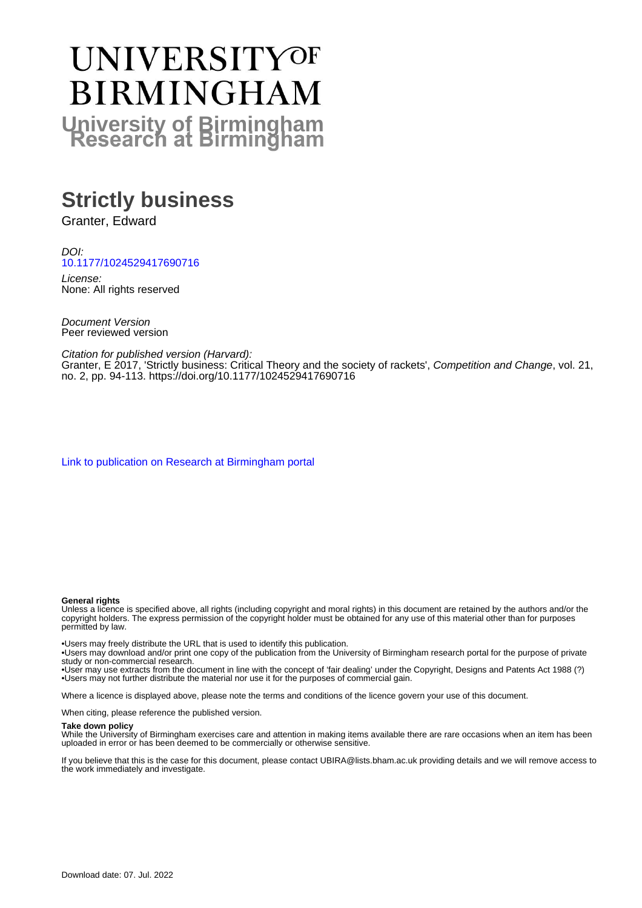# UNIVERSITY OF BIRMINGHAM

## University of Birmingham Research at Birmingham

# Strictly business

Granter, Edward

*DOI:*
[10.1177/1024529417690716](https://doi.org/10.1177/1024529417690716)

*License:*
None: All rights reserved

*Document Version*
Peer reviewed version

*Citation for published version (Harvard):*
Granter, E 2017, 'Strictly business: Critical Theory and the society of rackets', *Competition and Change*, vol. 21, no. 2, pp. 94-113. https://doi.org/10.1177/1024529417690716

[Link to publication on Research at Birmingham portal](#)

**General rights**

Unless a licence is specified above, all rights (including copyright and moral rights) in this document are retained by the authors and/or the copyright holders. The express permission of the copyright holder must be obtained for any use of this material other than for purposes permitted by law.

•Users may freely distribute the URL that is used to identify this publication.
•Users may download and/or print one copy of the publication from the University of Birmingham research portal for the purpose of private study or non-commercial research.
•User may use extracts from the document in line with the concept of 'fair dealing' under the Copyright, Designs and Patents Act 1988 (?)
•Users may not further distribute the material nor use it for the purposes of commercial gain.

Where a licence is displayed above, please note the terms and conditions of the licence govern your use of this document.

When citing, please reference the published version.

**Take down policy**

While the University of Birmingham exercises care and attention in making items available there are rare occasions when an item has been uploaded in error or has been deemed to be commercially or otherwise sensitive.

If you believe that this is the case for this document, please contact UBIRA@lists.bham.ac.uk providing details and we will remove access to the work immediately and investigate.

Download date: 07. Jul. 2022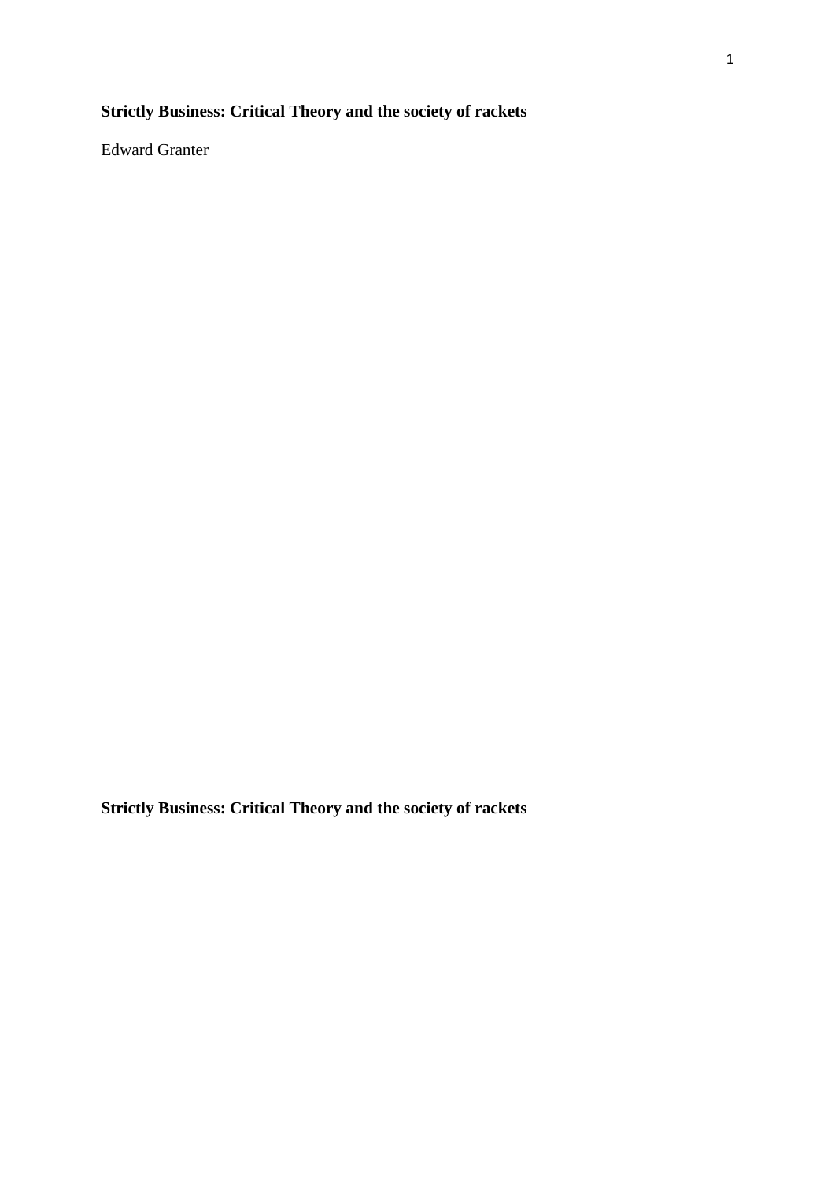**Strictly Business: Critical Theory and the society of rackets**

Edward Granter

**Strictly Business: Critical Theory and the society of rackets**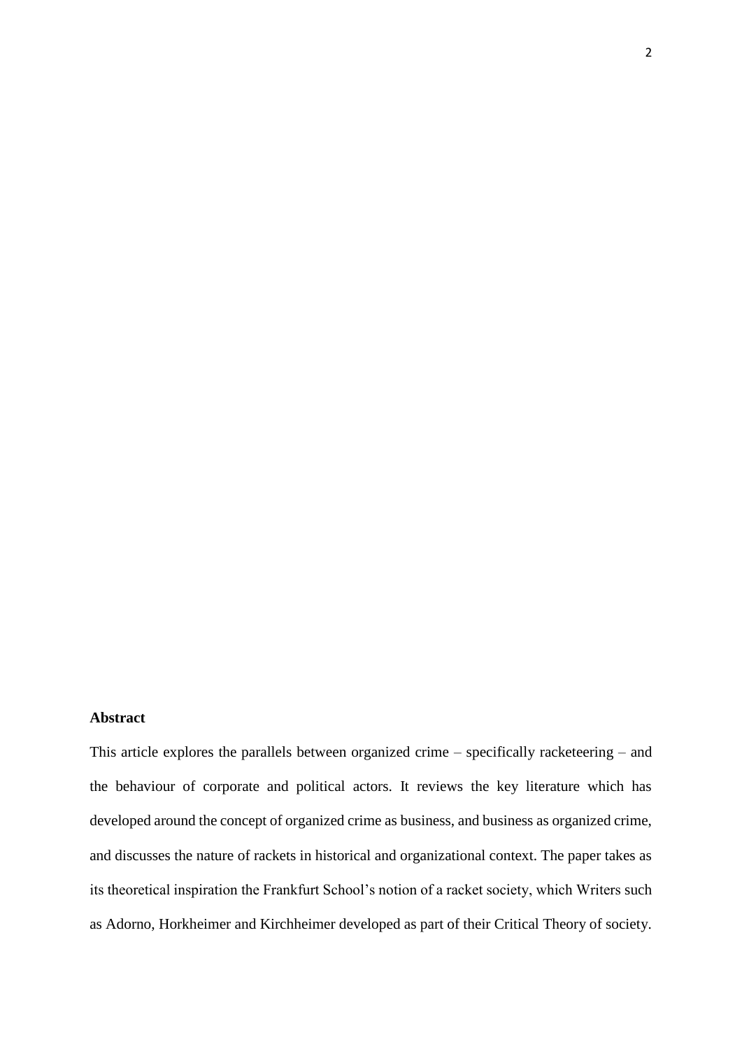**Abstract**

This article explores the parallels between organized crime – specifically racketeering – and the behaviour of corporate and political actors. It reviews the key literature which has developed around the concept of organized crime as business, and business as organized crime, and discusses the nature of rackets in historical and organizational context. The paper takes as its theoretical inspiration the Frankfurt School's notion of a racket society, which Writers such as Adorno, Horkheimer and Kirchheimer developed as part of their Critical Theory of society.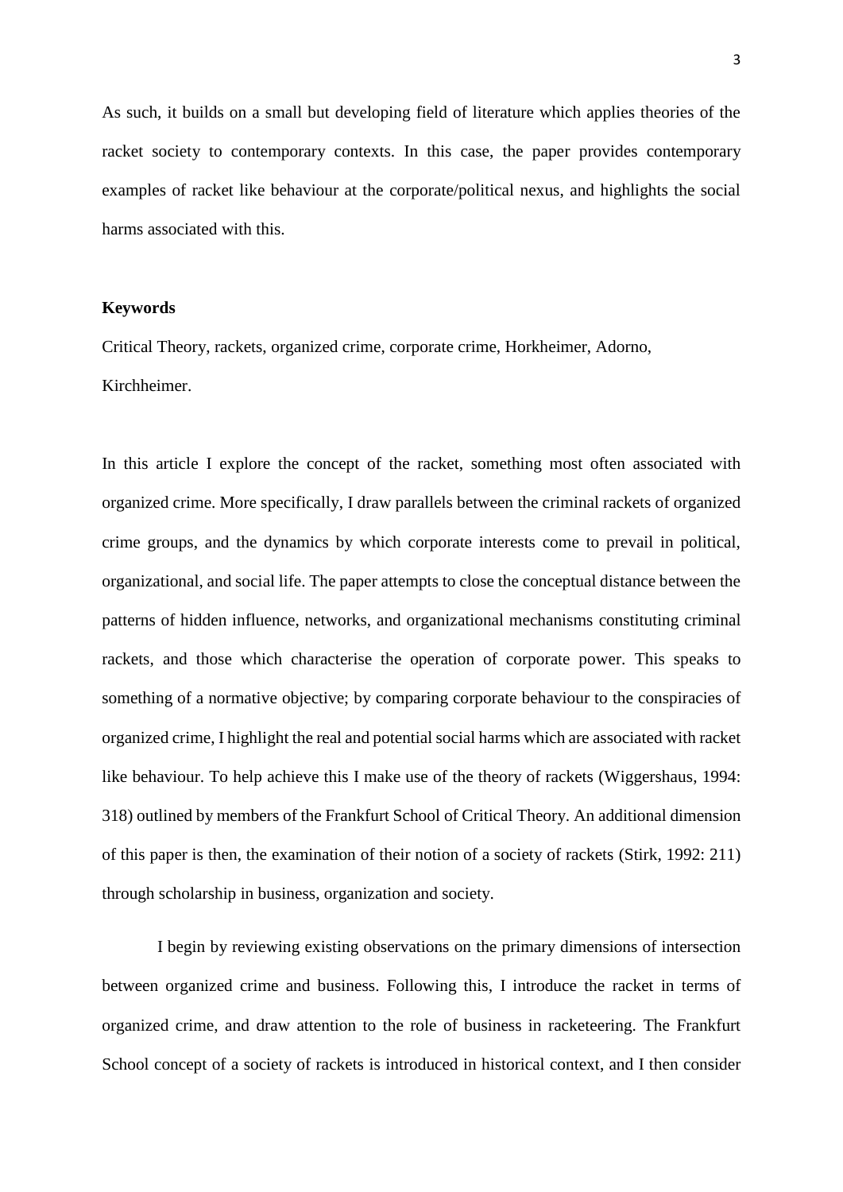As such, it builds on a small but developing field of literature which applies theories of the racket society to contemporary contexts. In this case, the paper provides contemporary examples of racket like behaviour at the corporate/political nexus, and highlights the social harms associated with this.

**Keywords**

Critical Theory, rackets, organized crime, corporate crime, Horkheimer, Adorno, Kirchheimer.

In this article I explore the concept of the racket, something most often associated with organized crime. More specifically, I draw parallels between the criminal rackets of organized crime groups, and the dynamics by which corporate interests come to prevail in political, organizational, and social life. The paper attempts to close the conceptual distance between the patterns of hidden influence, networks, and organizational mechanisms constituting criminal rackets, and those which characterise the operation of corporate power. This speaks to something of a normative objective; by comparing corporate behaviour to the conspiracies of organized crime, I highlight the real and potential social harms which are associated with racket like behaviour. To help achieve this I make use of the theory of rackets (Wiggershaus, 1994: 318) outlined by members of the Frankfurt School of Critical Theory. An additional dimension of this paper is then, the examination of their notion of a society of rackets (Stirk, 1992: 211) through scholarship in business, organization and society.

I begin by reviewing existing observations on the primary dimensions of intersection between organized crime and business. Following this, I introduce the racket in terms of organized crime, and draw attention to the role of business in racketeering. The Frankfurt School concept of a society of rackets is introduced in historical context, and I then consider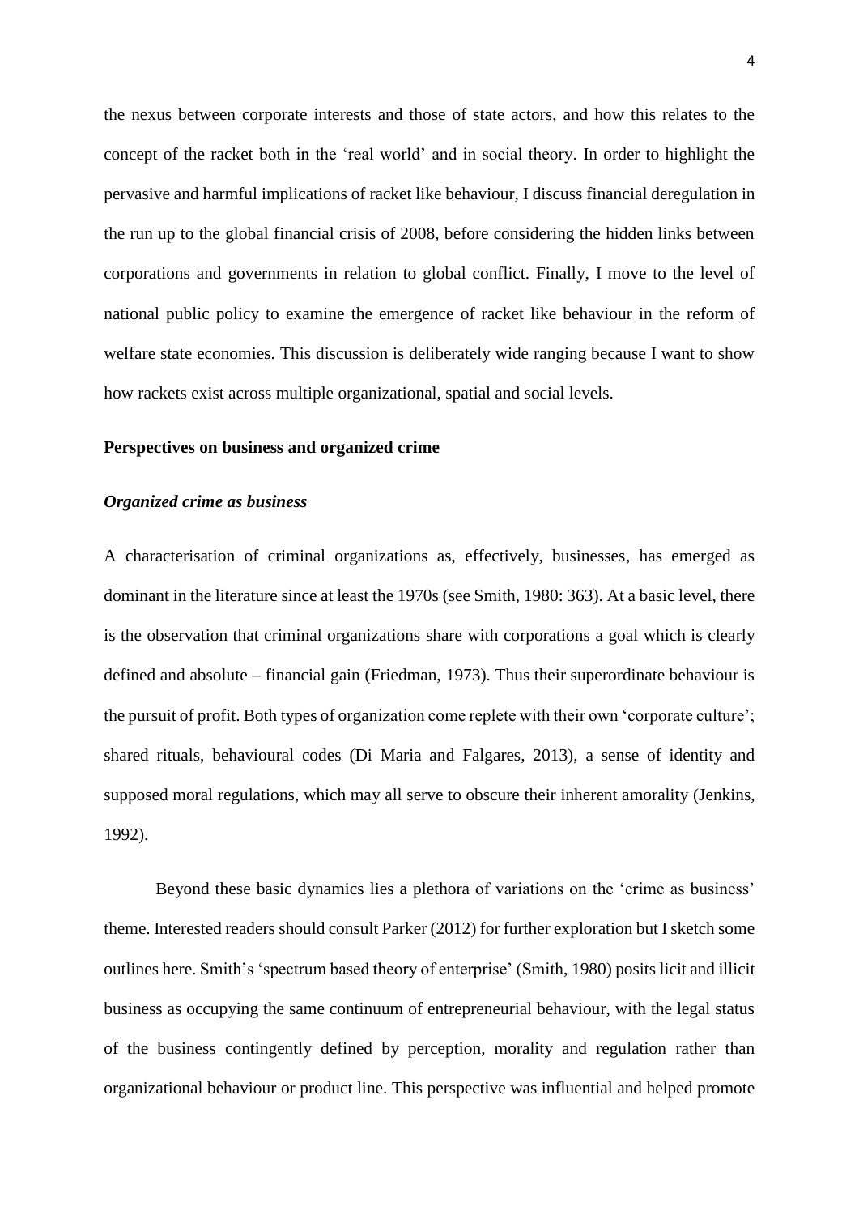the nexus between corporate interests and those of state actors, and how this relates to the concept of the racket both in the 'real world' and in social theory. In order to highlight the pervasive and harmful implications of racket like behaviour, I discuss financial deregulation in the run up to the global financial crisis of 2008, before considering the hidden links between corporations and governments in relation to global conflict. Finally, I move to the level of national public policy to examine the emergence of racket like behaviour in the reform of welfare state economies. This discussion is deliberately wide ranging because I want to show how rackets exist across multiple organizational, spatial and social levels.

## Perspectives on business and organized crime

### *Organized crime as business*

A characterisation of criminal organizations as, effectively, businesses, has emerged as dominant in the literature since at least the 1970s (see Smith, 1980: 363). At a basic level, there is the observation that criminal organizations share with corporations a goal which is clearly defined and absolute – financial gain (Friedman, 1973). Thus their superordinate behaviour is the pursuit of profit. Both types of organization come replete with their own 'corporate culture'; shared rituals, behavioural codes (Di Maria and Falgares, 2013), a sense of identity and supposed moral regulations, which may all serve to obscure their inherent amorality (Jenkins, 1992).

Beyond these basic dynamics lies a plethora of variations on the 'crime as business' theme. Interested readers should consult Parker (2012) for further exploration but I sketch some outlines here. Smith's 'spectrum based theory of enterprise' (Smith, 1980) posits licit and illicit business as occupying the same continuum of entrepreneurial behaviour, with the legal status of the business contingently defined by perception, morality and regulation rather than organizational behaviour or product line. This perspective was influential and helped promote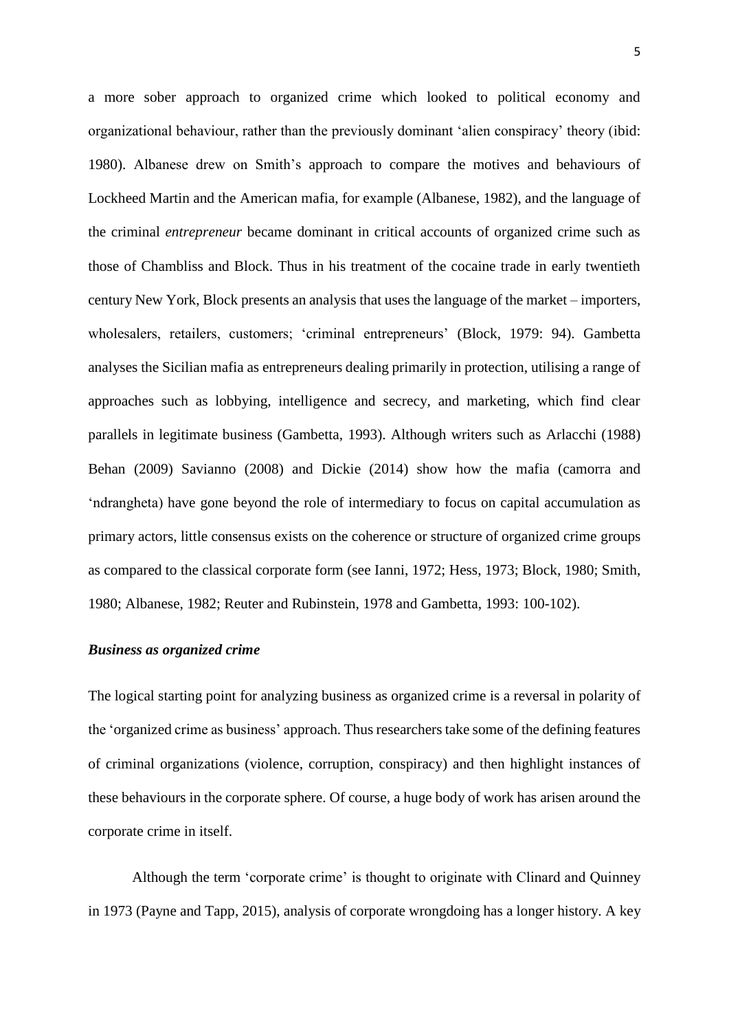a more sober approach to organized crime which looked to political economy and organizational behaviour, rather than the previously dominant 'alien conspiracy' theory (ibid: 1980). Albanese drew on Smith's approach to compare the motives and behaviours of Lockheed Martin and the American mafia, for example (Albanese, 1982), and the language of the criminal *entrepreneur* became dominant in critical accounts of organized crime such as those of Chambliss and Block. Thus in his treatment of the cocaine trade in early twentieth century New York, Block presents an analysis that uses the language of the market – importers, wholesalers, retailers, customers; 'criminal entrepreneurs' (Block, 1979: 94). Gambetta analyses the Sicilian mafia as entrepreneurs dealing primarily in protection, utilising a range of approaches such as lobbying, intelligence and secrecy, and marketing, which find clear parallels in legitimate business (Gambetta, 1993). Although writers such as Arlacchi (1988) Behan (2009) Savianno (2008) and Dickie (2014) show how the mafia (camorra and 'ndrangheta) have gone beyond the role of intermediary to focus on capital accumulation as primary actors, little consensus exists on the coherence or structure of organized crime groups as compared to the classical corporate form (see Ianni, 1972; Hess, 1973; Block, 1980; Smith, 1980; Albanese, 1982; Reuter and Rubinstein, 1978 and Gambetta, 1993: 100-102).

### *Business as organized crime*

The logical starting point for analyzing business as organized crime is a reversal in polarity of the 'organized crime as business' approach. Thus researchers take some of the defining features of criminal organizations (violence, corruption, conspiracy) and then highlight instances of these behaviours in the corporate sphere. Of course, a huge body of work has arisen around the corporate crime in itself.

Although the term 'corporate crime' is thought to originate with Clinard and Quinney in 1973 (Payne and Tapp, 2015), analysis of corporate wrongdoing has a longer history. A key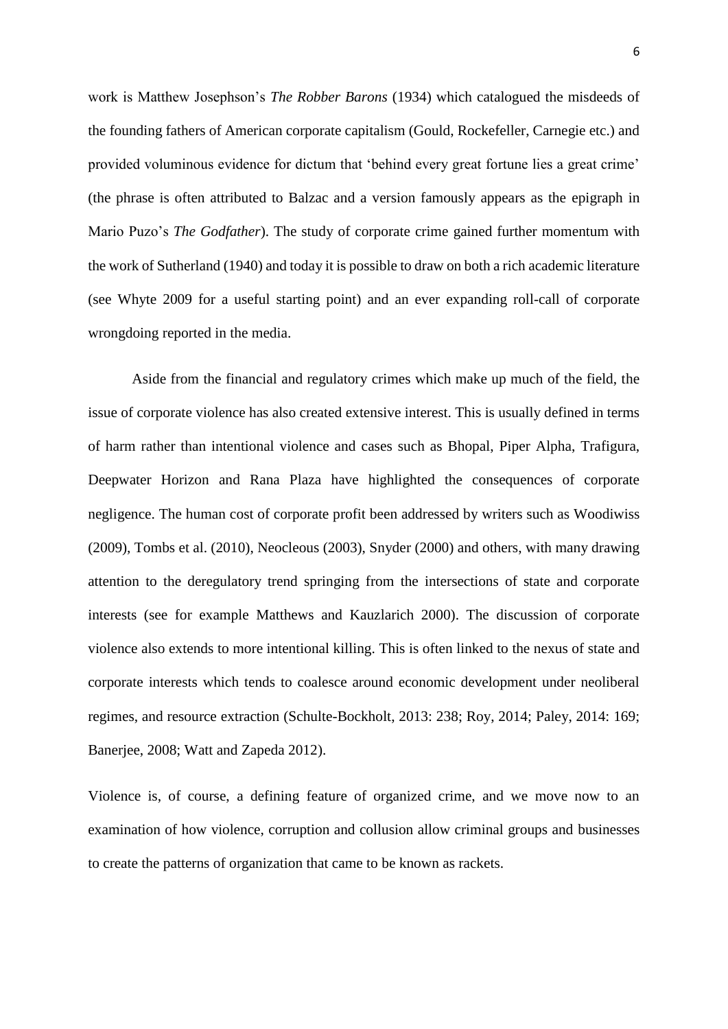work is Matthew Josephson's *The Robber Barons* (1934) which catalogued the misdeeds of the founding fathers of American corporate capitalism (Gould, Rockefeller, Carnegie etc.) and provided voluminous evidence for dictum that 'behind every great fortune lies a great crime' (the phrase is often attributed to Balzac and a version famously appears as the epigraph in Mario Puzo's *The Godfather*). The study of corporate crime gained further momentum with the work of Sutherland (1940) and today it is possible to draw on both a rich academic literature (see Whyte 2009 for a useful starting point) and an ever expanding roll-call of corporate wrongdoing reported in the media.

Aside from the financial and regulatory crimes which make up much of the field, the issue of corporate violence has also created extensive interest. This is usually defined in terms of harm rather than intentional violence and cases such as Bhopal, Piper Alpha, Trafigura, Deepwater Horizon and Rana Plaza have highlighted the consequences of corporate negligence. The human cost of corporate profit been addressed by writers such as Woodiwiss (2009), Tombs et al. (2010), Neocleous (2003), Snyder (2000) and others, with many drawing attention to the deregulatory trend springing from the intersections of state and corporate interests (see for example Matthews and Kauzlarich 2000). The discussion of corporate violence also extends to more intentional killing. This is often linked to the nexus of state and corporate interests which tends to coalesce around economic development under neoliberal regimes, and resource extraction (Schulte-Bockholt, 2013: 238; Roy, 2014; Paley, 2014: 169; Banerjee, 2008; Watt and Zapeda 2012).

Violence is, of course, a defining feature of organized crime, and we move now to an examination of how violence, corruption and collusion allow criminal groups and businesses to create the patterns of organization that came to be known as rackets.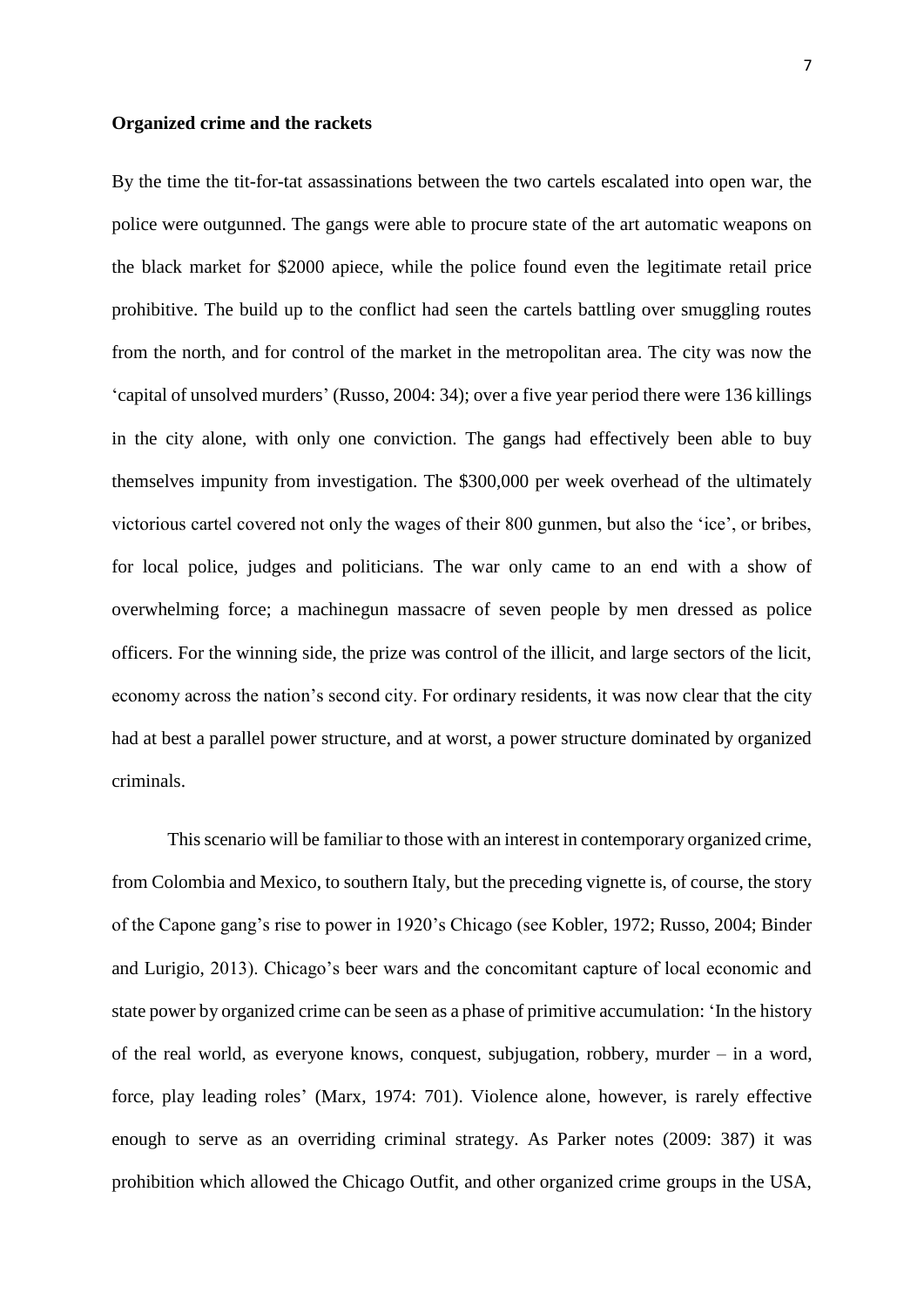**Organized crime and the rackets**

By the time the tit-for-tat assassinations between the two cartels escalated into open war, the police were outgunned. The gangs were able to procure state of the art automatic weapons on the black market for $2000 apiece, while the police found even the legitimate retail price prohibitive. The build up to the conflict had seen the cartels battling over smuggling routes from the north, and for control of the market in the metropolitan area. The city was now the 'capital of unsolved murders' (Russo, 2004: 34); over a five year period there were 136 killings in the city alone, with only one conviction. The gangs had effectively been able to buy themselves impunity from investigation. The $300,000 per week overhead of the ultimately victorious cartel covered not only the wages of their 800 gunmen, but also the 'ice', or bribes, for local police, judges and politicians. The war only came to an end with a show of overwhelming force; a machinegun massacre of seven people by men dressed as police officers. For the winning side, the prize was control of the illicit, and large sectors of the licit, economy across the nation's second city. For ordinary residents, it was now clear that the city had at best a parallel power structure, and at worst, a power structure dominated by organized criminals.

This scenario will be familiar to those with an interest in contemporary organized crime, from Colombia and Mexico, to southern Italy, but the preceding vignette is, of course, the story of the Capone gang's rise to power in 1920's Chicago (see Kobler, 1972; Russo, 2004; Binder and Lurigio, 2013). Chicago's beer wars and the concomitant capture of local economic and state power by organized crime can be seen as a phase of primitive accumulation: 'In the history of the real world, as everyone knows, conquest, subjugation, robbery, murder – in a word, force, play leading roles' (Marx, 1974: 701). Violence alone, however, is rarely effective enough to serve as an overriding criminal strategy. As Parker notes (2009: 387) it was prohibition which allowed the Chicago Outfit, and other organized crime groups in the USA,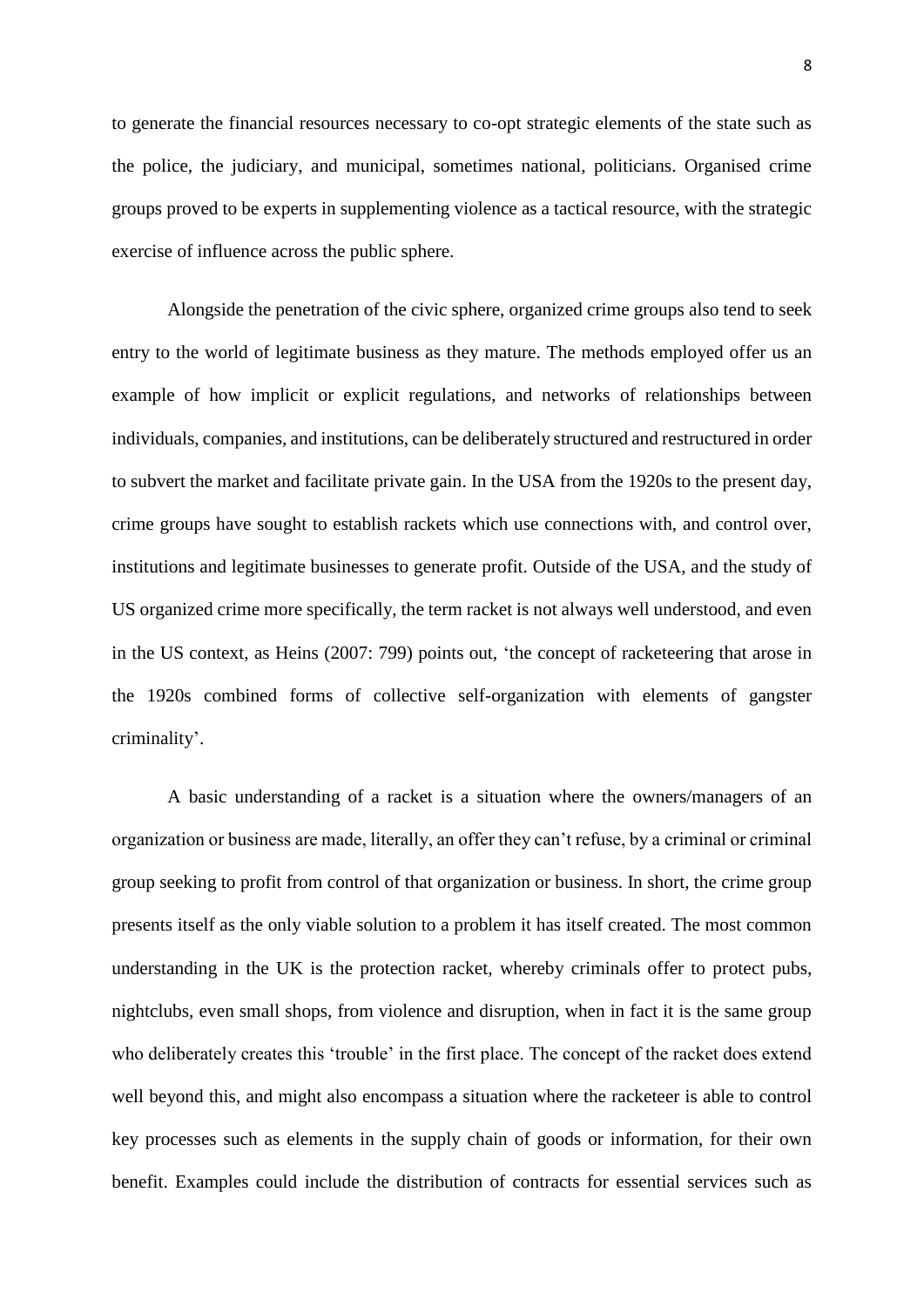to generate the financial resources necessary to co-opt strategic elements of the state such as the police, the judiciary, and municipal, sometimes national, politicians. Organised crime groups proved to be experts in supplementing violence as a tactical resource, with the strategic exercise of influence across the public sphere.

Alongside the penetration of the civic sphere, organized crime groups also tend to seek entry to the world of legitimate business as they mature. The methods employed offer us an example of how implicit or explicit regulations, and networks of relationships between individuals, companies, and institutions, can be deliberately structured and restructured in order to subvert the market and facilitate private gain. In the USA from the 1920s to the present day, crime groups have sought to establish rackets which use connections with, and control over, institutions and legitimate businesses to generate profit. Outside of the USA, and the study of US organized crime more specifically, the term racket is not always well understood, and even in the US context, as Heins (2007: 799) points out, 'the concept of racketeering that arose in the 1920s combined forms of collective self-organization with elements of gangster criminality'.

A basic understanding of a racket is a situation where the owners/managers of an organization or business are made, literally, an offer they can't refuse, by a criminal or criminal group seeking to profit from control of that organization or business. In short, the crime group presents itself as the only viable solution to a problem it has itself created. The most common understanding in the UK is the protection racket, whereby criminals offer to protect pubs, nightclubs, even small shops, from violence and disruption, when in fact it is the same group who deliberately creates this 'trouble' in the first place. The concept of the racket does extend well beyond this, and might also encompass a situation where the racketeer is able to control key processes such as elements in the supply chain of goods or information, for their own benefit. Examples could include the distribution of contracts for essential services such as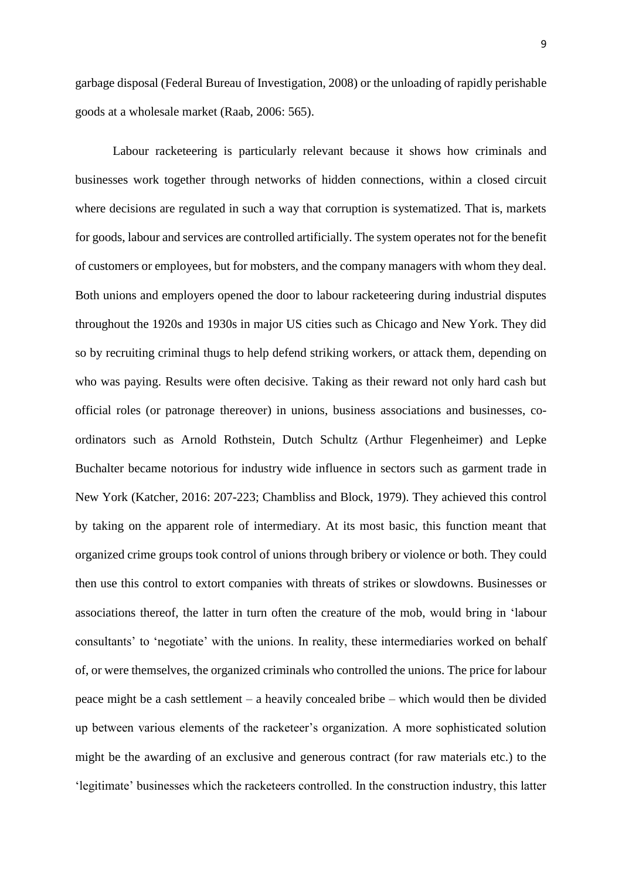garbage disposal (Federal Bureau of Investigation, 2008) or the unloading of rapidly perishable goods at a wholesale market (Raab, 2006: 565).

Labour racketeering is particularly relevant because it shows how criminals and businesses work together through networks of hidden connections, within a closed circuit where decisions are regulated in such a way that corruption is systematized. That is, markets for goods, labour and services are controlled artificially. The system operates not for the benefit of customers or employees, but for mobsters, and the company managers with whom they deal. Both unions and employers opened the door to labour racketeering during industrial disputes throughout the 1920s and 1930s in major US cities such as Chicago and New York. They did so by recruiting criminal thugs to help defend striking workers, or attack them, depending on who was paying. Results were often decisive. Taking as their reward not only hard cash but official roles (or patronage thereover) in unions, business associations and businesses, co-ordinators such as Arnold Rothstein, Dutch Schultz (Arthur Flegenheimer) and Lepke Buchalter became notorious for industry wide influence in sectors such as garment trade in New York (Katcher, 2016: 207-223; Chambliss and Block, 1979). They achieved this control by taking on the apparent role of intermediary. At its most basic, this function meant that organized crime groups took control of unions through bribery or violence or both. They could then use this control to extort companies with threats of strikes or slowdowns. Businesses or associations thereof, the latter in turn often the creature of the mob, would bring in 'labour consultants' to 'negotiate' with the unions. In reality, these intermediaries worked on behalf of, or were themselves, the organized criminals who controlled the unions. The price for labour peace might be a cash settlement – a heavily concealed bribe – which would then be divided up between various elements of the racketeer's organization. A more sophisticated solution might be the awarding of an exclusive and generous contract (for raw materials etc.) to the 'legitimate' businesses which the racketeers controlled. In the construction industry, this latter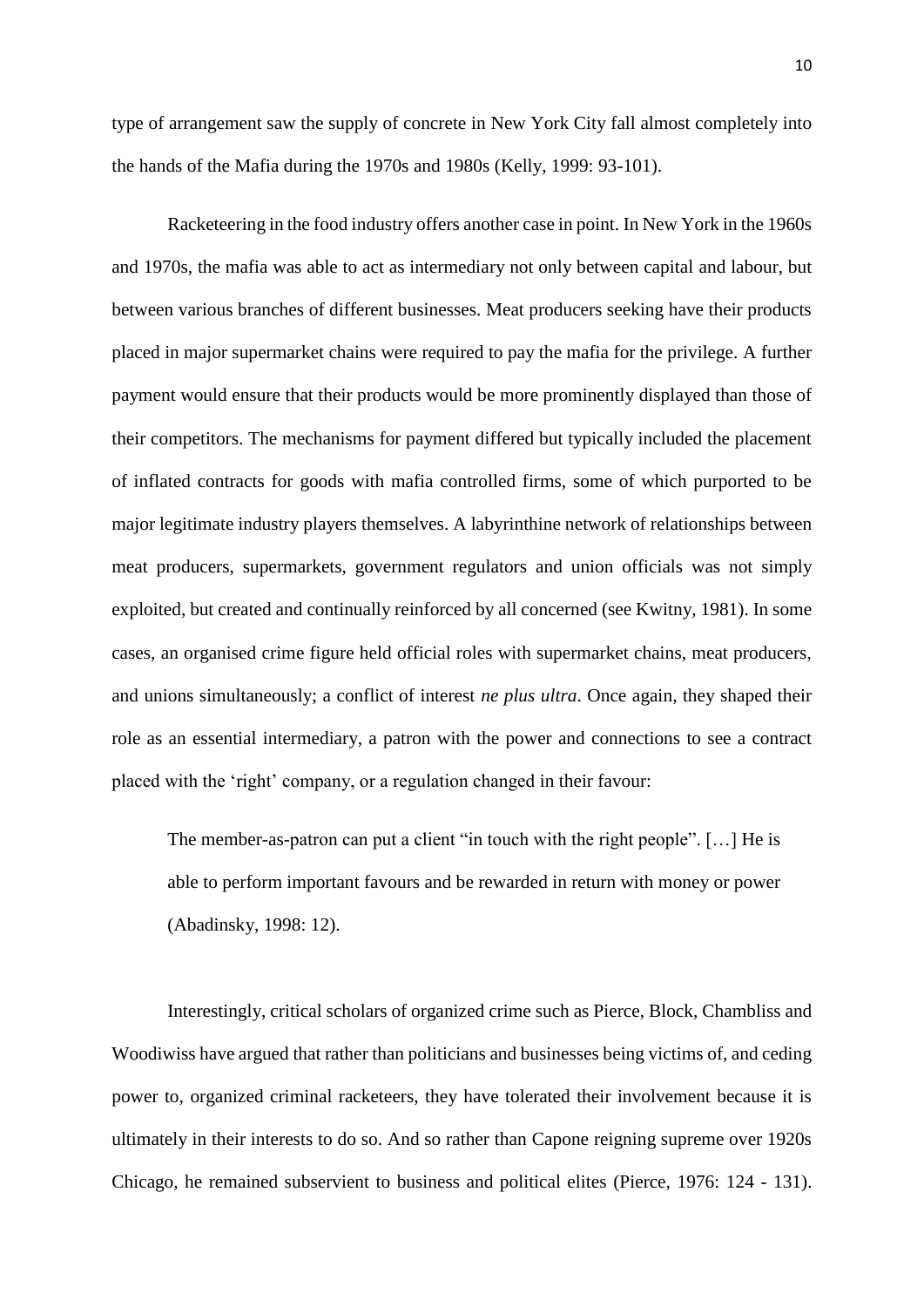type of arrangement saw the supply of concrete in New York City fall almost completely into the hands of the Mafia during the 1970s and 1980s (Kelly, 1999: 93-101).

Racketeering in the food industry offers another case in point. In New York in the 1960s and 1970s, the mafia was able to act as intermediary not only between capital and labour, but between various branches of different businesses. Meat producers seeking have their products placed in major supermarket chains were required to pay the mafia for the privilege. A further payment would ensure that their products would be more prominently displayed than those of their competitors. The mechanisms for payment differed but typically included the placement of inflated contracts for goods with mafia controlled firms, some of which purported to be major legitimate industry players themselves. A labyrinthine network of relationships between meat producers, supermarkets, government regulators and union officials was not simply exploited, but created and continually reinforced by all concerned (see Kwitny, 1981). In some cases, an organised crime figure held official roles with supermarket chains, meat producers, and unions simultaneously; a conflict of interest *ne plus ultra*. Once again, they shaped their role as an essential intermediary, a patron with the power and connections to see a contract placed with the 'right' company, or a regulation changed in their favour:

> The member-as-patron can put a client "in touch with the right people". […] He is able to perform important favours and be rewarded in return with money or power (Abadinsky, 1998: 12).

Interestingly, critical scholars of organized crime such as Pierce, Block, Chambliss and Woodiwiss have argued that rather than politicians and businesses being victims of, and ceding power to, organized criminal racketeers, they have tolerated their involvement because it is ultimately in their interests to do so. And so rather than Capone reigning supreme over 1920s Chicago, he remained subservient to business and political elites (Pierce, 1976: 124 - 131).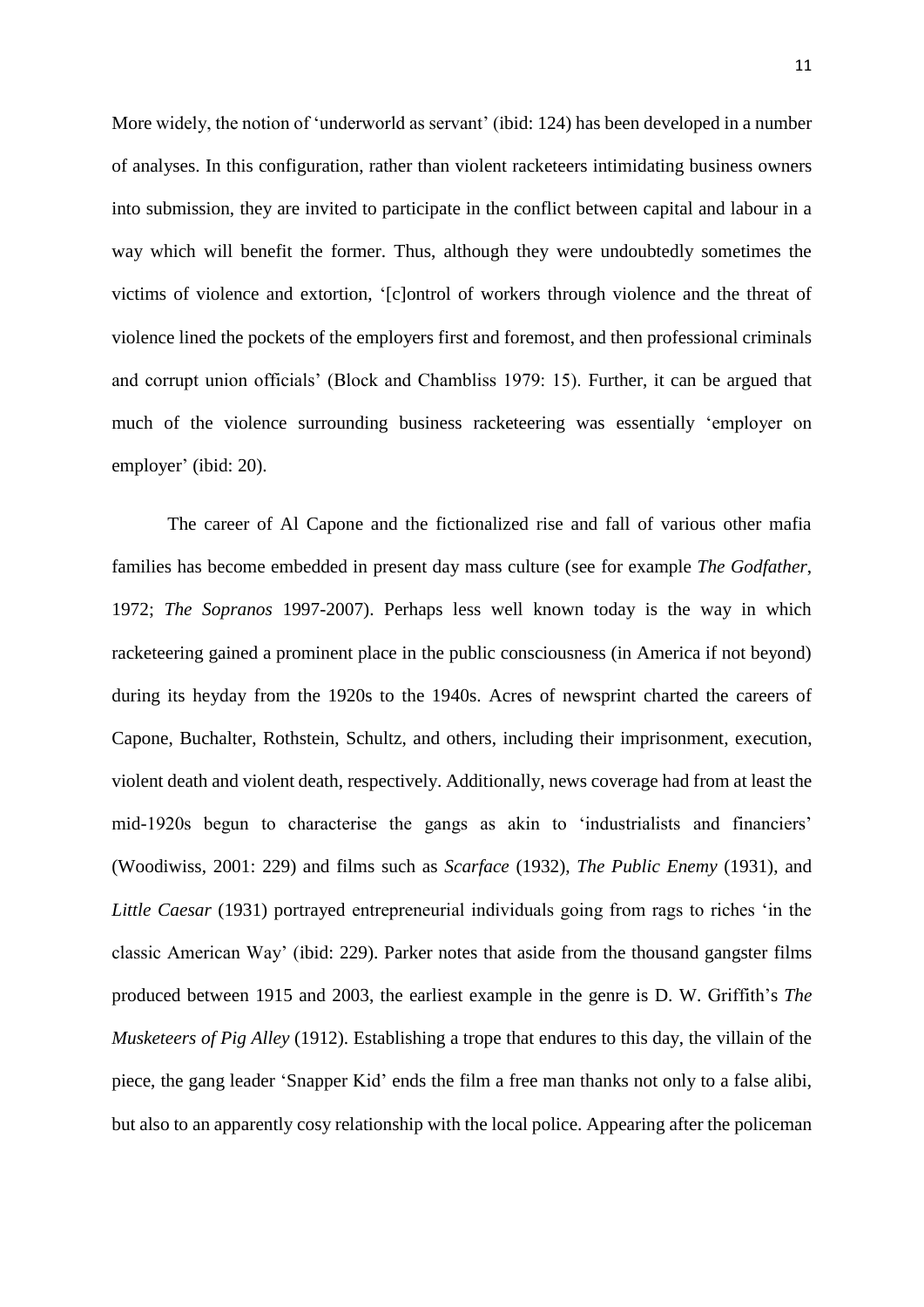More widely, the notion of 'underworld as servant' (ibid: 124) has been developed in a number of analyses. In this configuration, rather than violent racketeers intimidating business owners into submission, they are invited to participate in the conflict between capital and labour in a way which will benefit the former. Thus, although they were undoubtedly sometimes the victims of violence and extortion, '[c]ontrol of workers through violence and the threat of violence lined the pockets of the employers first and foremost, and then professional criminals and corrupt union officials' (Block and Chambliss 1979: 15). Further, it can be argued that much of the violence surrounding business racketeering was essentially 'employer on employer' (ibid: 20).

The career of Al Capone and the fictionalized rise and fall of various other mafia families has become embedded in present day mass culture (see for example *The Godfather*, 1972; *The Sopranos* 1997-2007). Perhaps less well known today is the way in which racketeering gained a prominent place in the public consciousness (in America if not beyond) during its heyday from the 1920s to the 1940s. Acres of newsprint charted the careers of Capone, Buchalter, Rothstein, Schultz, and others, including their imprisonment, execution, violent death and violent death, respectively. Additionally, news coverage had from at least the mid-1920s begun to characterise the gangs as akin to 'industrialists and financiers' (Woodiwiss, 2001: 229) and films such as *Scarface* (1932), *The Public Enemy* (1931), and *Little Caesar* (1931) portrayed entrepreneurial individuals going from rags to riches 'in the classic American Way' (ibid: 229). Parker notes that aside from the thousand gangster films produced between 1915 and 2003, the earliest example in the genre is D. W. Griffith's *The Musketeers of Pig Alley* (1912). Establishing a trope that endures to this day, the villain of the piece, the gang leader 'Snapper Kid' ends the film a free man thanks not only to a false alibi, but also to an apparently cosy relationship with the local police. Appearing after the policeman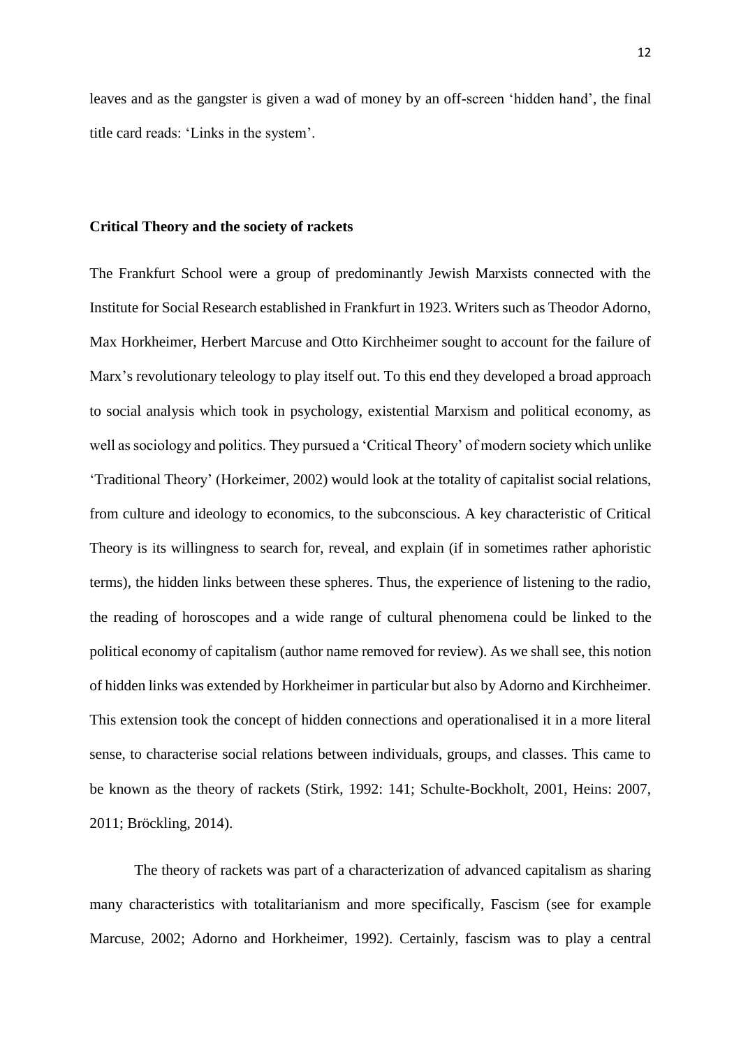leaves and as the gangster is given a wad of money by an off-screen 'hidden hand', the final title card reads: 'Links in the system'.

## Critical Theory and the society of rackets

The Frankfurt School were a group of predominantly Jewish Marxists connected with the Institute for Social Research established in Frankfurt in 1923. Writers such as Theodor Adorno, Max Horkheimer, Herbert Marcuse and Otto Kirchheimer sought to account for the failure of Marx's revolutionary teleology to play itself out. To this end they developed a broad approach to social analysis which took in psychology, existential Marxism and political economy, as well as sociology and politics. They pursued a 'Critical Theory' of modern society which unlike 'Traditional Theory' (Horkeimer, 2002) would look at the totality of capitalist social relations, from culture and ideology to economics, to the subconscious. A key characteristic of Critical Theory is its willingness to search for, reveal, and explain (if in sometimes rather aphoristic terms), the hidden links between these spheres. Thus, the experience of listening to the radio, the reading of horoscopes and a wide range of cultural phenomena could be linked to the political economy of capitalism (author name removed for review). As we shall see, this notion of hidden links was extended by Horkheimer in particular but also by Adorno and Kirchheimer. This extension took the concept of hidden connections and operationalised it in a more literal sense, to characterise social relations between individuals, groups, and classes. This came to be known as the theory of rackets (Stirk, 1992: 141; Schulte-Bockholt, 2001, Heins: 2007, 2011; Bröckling, 2014).

The theory of rackets was part of a characterization of advanced capitalism as sharing many characteristics with totalitarianism and more specifically, Fascism (see for example Marcuse, 2002; Adorno and Horkheimer, 1992). Certainly, fascism was to play a central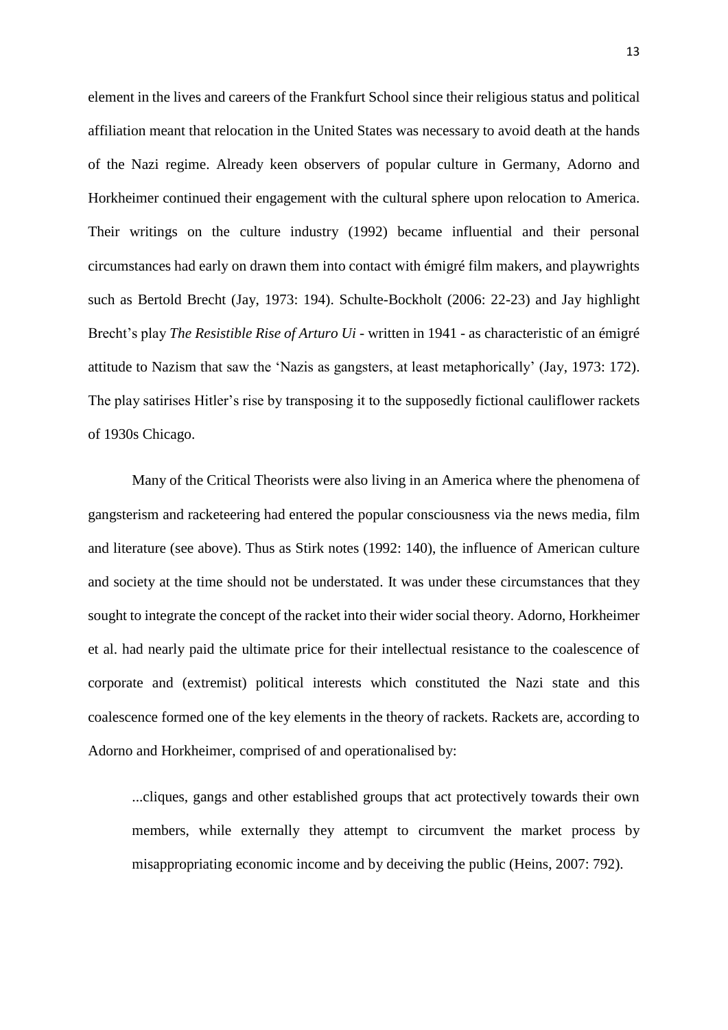element in the lives and careers of the Frankfurt School since their religious status and political affiliation meant that relocation in the United States was necessary to avoid death at the hands of the Nazi regime. Already keen observers of popular culture in Germany, Adorno and Horkheimer continued their engagement with the cultural sphere upon relocation to America. Their writings on the culture industry (1992) became influential and their personal circumstances had early on drawn them into contact with émigré film makers, and playwrights such as Bertold Brecht (Jay, 1973: 194). Schulte-Bockholt (2006: 22-23) and Jay highlight Brecht's play *The Resistible Rise of Arturo Ui* - written in 1941 - as characteristic of an émigré attitude to Nazism that saw the 'Nazis as gangsters, at least metaphorically' (Jay, 1973: 172). The play satirises Hitler's rise by transposing it to the supposedly fictional cauliflower rackets of 1930s Chicago.

Many of the Critical Theorists were also living in an America where the phenomena of gangsterism and racketeering had entered the popular consciousness via the news media, film and literature (see above). Thus as Stirk notes (1992: 140), the influence of American culture and society at the time should not be understated. It was under these circumstances that they sought to integrate the concept of the racket into their wider social theory. Adorno, Horkheimer et al. had nearly paid the ultimate price for their intellectual resistance to the coalescence of corporate and (extremist) political interests which constituted the Nazi state and this coalescence formed one of the key elements in the theory of rackets. Rackets are, according to Adorno and Horkheimer, comprised of and operationalised by:

> ...cliques, gangs and other established groups that act protectively towards their own members, while externally they attempt to circumvent the market process by misappropriating economic income and by deceiving the public (Heins, 2007: 792).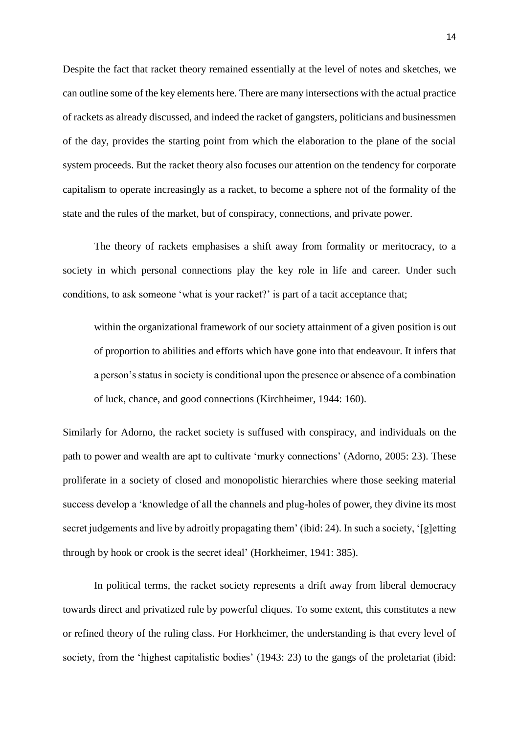Despite the fact that racket theory remained essentially at the level of notes and sketches, we can outline some of the key elements here. There are many intersections with the actual practice of rackets as already discussed, and indeed the racket of gangsters, politicians and businessmen of the day, provides the starting point from which the elaboration to the plane of the social system proceeds. But the racket theory also focuses our attention on the tendency for corporate capitalism to operate increasingly as a racket, to become a sphere not of the formality of the state and the rules of the market, but of conspiracy, connections, and private power.

The theory of rackets emphasises a shift away from formality or meritocracy, to a society in which personal connections play the key role in life and career. Under such conditions, to ask someone 'what is your racket?' is part of a tacit acceptance that;

> within the organizational framework of our society attainment of a given position is out of proportion to abilities and efforts which have gone into that endeavour. It infers that a person's status in society is conditional upon the presence or absence of a combination of luck, chance, and good connections (Kirchheimer, 1944: 160).

Similarly for Adorno, the racket society is suffused with conspiracy, and individuals on the path to power and wealth are apt to cultivate 'murky connections' (Adorno, 2005: 23). These proliferate in a society of closed and monopolistic hierarchies where those seeking material success develop a 'knowledge of all the channels and plug-holes of power, they divine its most secret judgements and live by adroitly propagating them' (ibid: 24). In such a society, '[g]etting through by hook or crook is the secret ideal' (Horkheimer, 1941: 385).

In political terms, the racket society represents a drift away from liberal democracy towards direct and privatized rule by powerful cliques. To some extent, this constitutes a new or refined theory of the ruling class. For Horkheimer, the understanding is that every level of society, from the 'highest capitalistic bodies' (1943: 23) to the gangs of the proletariat (ibid: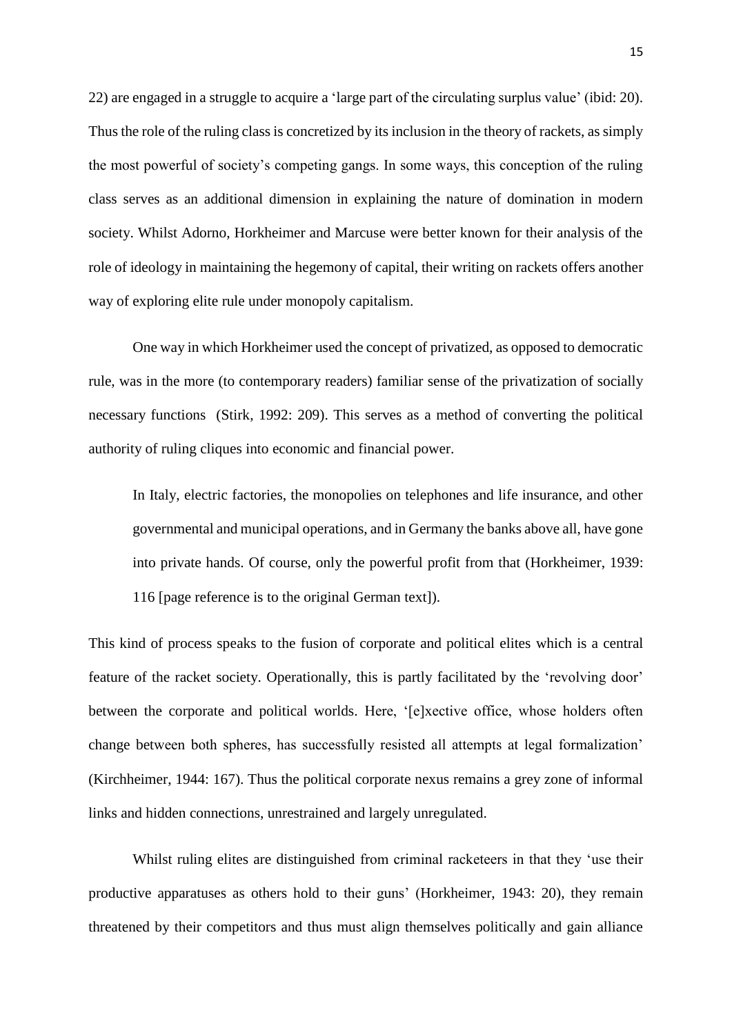22) are engaged in a struggle to acquire a 'large part of the circulating surplus value' (ibid: 20). Thus the role of the ruling class is concretized by its inclusion in the theory of rackets, as simply the most powerful of society's competing gangs. In some ways, this conception of the ruling class serves as an additional dimension in explaining the nature of domination in modern society. Whilst Adorno, Horkheimer and Marcuse were better known for their analysis of the role of ideology in maintaining the hegemony of capital, their writing on rackets offers another way of exploring elite rule under monopoly capitalism.

One way in which Horkheimer used the concept of privatized, as opposed to democratic rule, was in the more (to contemporary readers) familiar sense of the privatization of socially necessary functions (Stirk, 1992: 209). This serves as a method of converting the political authority of ruling cliques into economic and financial power.

> In Italy, electric factories, the monopolies on telephones and life insurance, and other governmental and municipal operations, and in Germany the banks above all, have gone into private hands. Of course, only the powerful profit from that (Horkheimer, 1939: 116 [page reference is to the original German text]).

This kind of process speaks to the fusion of corporate and political elites which is a central feature of the racket society. Operationally, this is partly facilitated by the 'revolving door' between the corporate and political worlds. Here, '[e]xective office, whose holders often change between both spheres, has successfully resisted all attempts at legal formalization' (Kirchheimer, 1944: 167). Thus the political corporate nexus remains a grey zone of informal links and hidden connections, unrestrained and largely unregulated.

Whilst ruling elites are distinguished from criminal racketeers in that they 'use their productive apparatuses as others hold to their guns' (Horkheimer, 1943: 20), they remain threatened by their competitors and thus must align themselves politically and gain alliance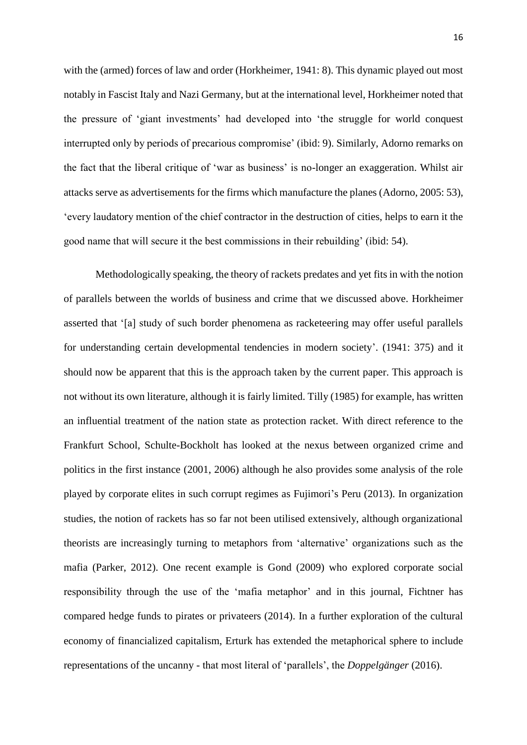with the (armed) forces of law and order (Horkheimer, 1941: 8). This dynamic played out most notably in Fascist Italy and Nazi Germany, but at the international level, Horkheimer noted that the pressure of 'giant investments' had developed into 'the struggle for world conquest interrupted only by periods of precarious compromise' (ibid: 9). Similarly, Adorno remarks on the fact that the liberal critique of 'war as business' is no-longer an exaggeration. Whilst air attacks serve as advertisements for the firms which manufacture the planes (Adorno, 2005: 53), 'every laudatory mention of the chief contractor in the destruction of cities, helps to earn it the good name that will secure it the best commissions in their rebuilding' (ibid: 54).

Methodologically speaking, the theory of rackets predates and yet fits in with the notion of parallels between the worlds of business and crime that we discussed above. Horkheimer asserted that '[a] study of such border phenomena as racketeering may offer useful parallels for understanding certain developmental tendencies in modern society'. (1941: 375) and it should now be apparent that this is the approach taken by the current paper. This approach is not without its own literature, although it is fairly limited. Tilly (1985) for example, has written an influential treatment of the nation state as protection racket. With direct reference to the Frankfurt School, Schulte-Bockholt has looked at the nexus between organized crime and politics in the first instance (2001, 2006) although he also provides some analysis of the role played by corporate elites in such corrupt regimes as Fujimori's Peru (2013). In organization studies, the notion of rackets has so far not been utilised extensively, although organizational theorists are increasingly turning to metaphors from 'alternative' organizations such as the mafia (Parker, 2012). One recent example is Gond (2009) who explored corporate social responsibility through the use of the 'mafia metaphor' and in this journal, Fichtner has compared hedge funds to pirates or privateers (2014). In a further exploration of the cultural economy of financialized capitalism, Erturk has extended the metaphorical sphere to include representations of the uncanny - that most literal of 'parallels', the *Doppelgänger* (2016).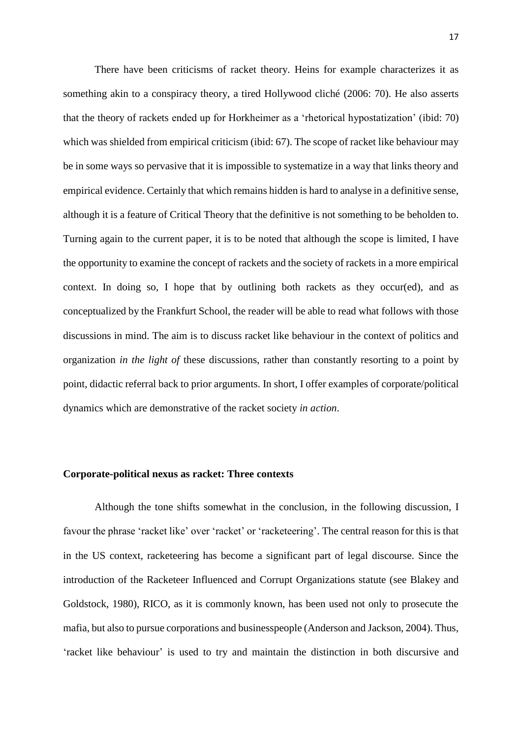There have been criticisms of racket theory. Heins for example characterizes it as something akin to a conspiracy theory, a tired Hollywood cliché (2006: 70). He also asserts that the theory of rackets ended up for Horkheimer as a 'rhetorical hypostatization' (ibid: 70) which was shielded from empirical criticism (ibid: 67). The scope of racket like behaviour may be in some ways so pervasive that it is impossible to systematize in a way that links theory and empirical evidence. Certainly that which remains hidden is hard to analyse in a definitive sense, although it is a feature of Critical Theory that the definitive is not something to be beholden to. Turning again to the current paper, it is to be noted that although the scope is limited, I have the opportunity to examine the concept of rackets and the society of rackets in a more empirical context. In doing so, I hope that by outlining both rackets as they occur(ed), and as conceptualized by the Frankfurt School, the reader will be able to read what follows with those discussions in mind. The aim is to discuss racket like behaviour in the context of politics and organization *in the light of* these discussions, rather than constantly resorting to a point by point, didactic referral back to prior arguments. In short, I offer examples of corporate/political dynamics which are demonstrative of the racket society *in action*.

**Corporate-political nexus as racket: Three contexts**

Although the tone shifts somewhat in the conclusion, in the following discussion, I favour the phrase 'racket like' over 'racket' or 'racketeering'. The central reason for this is that in the US context, racketeering has become a significant part of legal discourse. Since the introduction of the Racketeer Influenced and Corrupt Organizations statute (see Blakey and Goldstock, 1980), RICO, as it is commonly known, has been used not only to prosecute the mafia, but also to pursue corporations and businesspeople (Anderson and Jackson, 2004). Thus, 'racket like behaviour' is used to try and maintain the distinction in both discursive and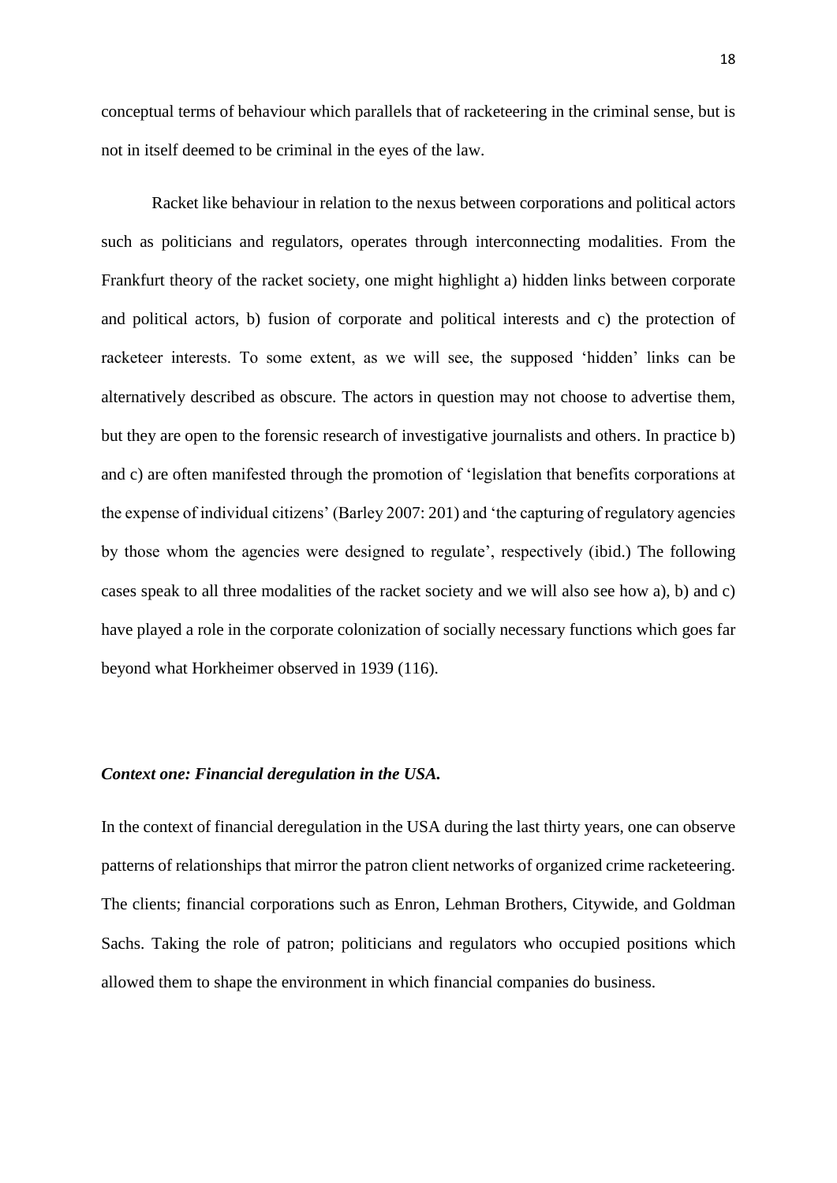conceptual terms of behaviour which parallels that of racketeering in the criminal sense, but is not in itself deemed to be criminal in the eyes of the law.

Racket like behaviour in relation to the nexus between corporations and political actors such as politicians and regulators, operates through interconnecting modalities. From the Frankfurt theory of the racket society, one might highlight a) hidden links between corporate and political actors, b) fusion of corporate and political interests and c) the protection of racketeer interests. To some extent, as we will see, the supposed 'hidden' links can be alternatively described as obscure. The actors in question may not choose to advertise them, but they are open to the forensic research of investigative journalists and others. In practice b) and c) are often manifested through the promotion of 'legislation that benefits corporations at the expense of individual citizens' (Barley 2007: 201) and 'the capturing of regulatory agencies by those whom the agencies were designed to regulate', respectively (ibid.) The following cases speak to all three modalities of the racket society and we will also see how a), b) and c) have played a role in the corporate colonization of socially necessary functions which goes far beyond what Horkheimer observed in 1939 (116).

### *Context one: Financial deregulation in the USA.*

In the context of financial deregulation in the USA during the last thirty years, one can observe patterns of relationships that mirror the patron client networks of organized crime racketeering. The clients; financial corporations such as Enron, Lehman Brothers, Citywide, and Goldman Sachs. Taking the role of patron; politicians and regulators who occupied positions which allowed them to shape the environment in which financial companies do business.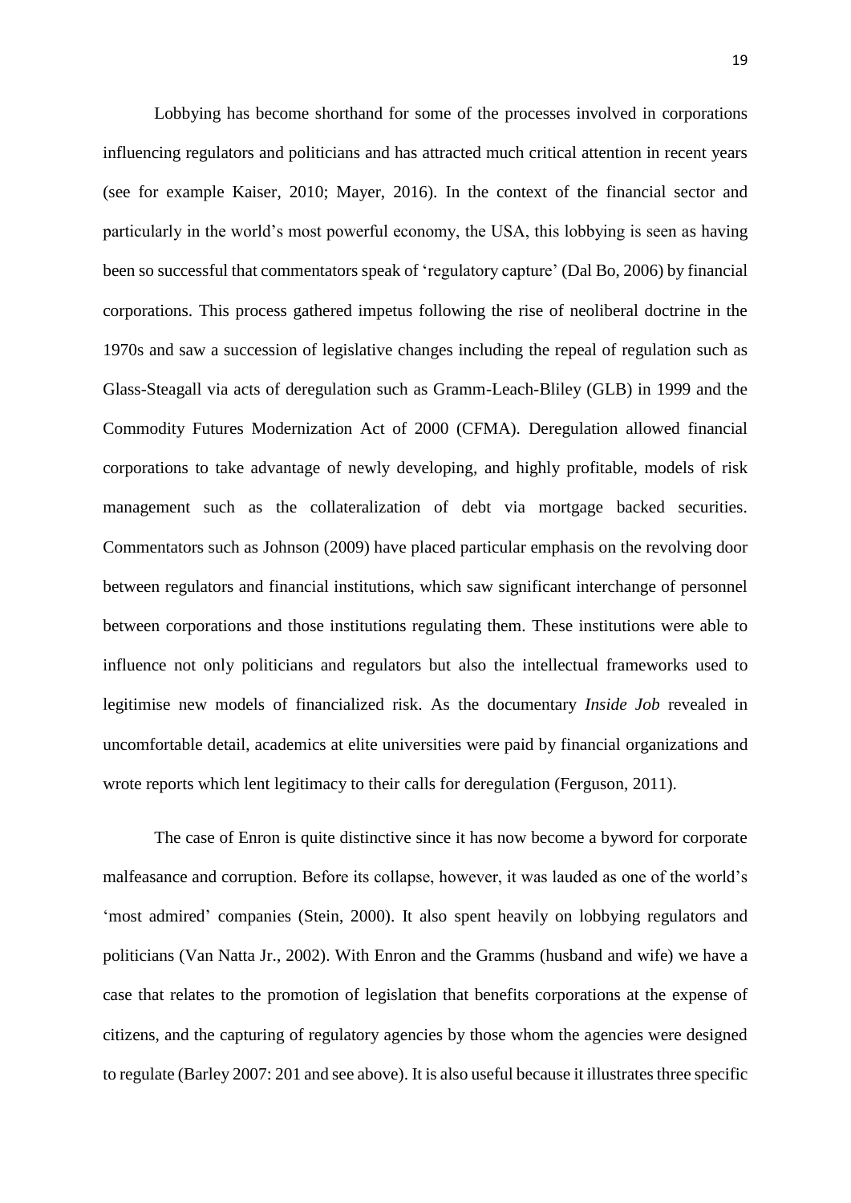Lobbying has become shorthand for some of the processes involved in corporations influencing regulators and politicians and has attracted much critical attention in recent years (see for example Kaiser, 2010; Mayer, 2016). In the context of the financial sector and particularly in the world's most powerful economy, the USA, this lobbying is seen as having been so successful that commentators speak of 'regulatory capture' (Dal Bo, 2006) by financial corporations. This process gathered impetus following the rise of neoliberal doctrine in the 1970s and saw a succession of legislative changes including the repeal of regulation such as Glass-Steagall via acts of deregulation such as Gramm-Leach-Bliley (GLB) in 1999 and the Commodity Futures Modernization Act of 2000 (CFMA). Deregulation allowed financial corporations to take advantage of newly developing, and highly profitable, models of risk management such as the collateralization of debt via mortgage backed securities. Commentators such as Johnson (2009) have placed particular emphasis on the revolving door between regulators and financial institutions, which saw significant interchange of personnel between corporations and those institutions regulating them. These institutions were able to influence not only politicians and regulators but also the intellectual frameworks used to legitimise new models of financialized risk. As the documentary *Inside Job* revealed in uncomfortable detail, academics at elite universities were paid by financial organizations and wrote reports which lent legitimacy to their calls for deregulation (Ferguson, 2011).

The case of Enron is quite distinctive since it has now become a byword for corporate malfeasance and corruption. Before its collapse, however, it was lauded as one of the world's 'most admired' companies (Stein, 2000). It also spent heavily on lobbying regulators and politicians (Van Natta Jr., 2002). With Enron and the Gramms (husband and wife) we have a case that relates to the promotion of legislation that benefits corporations at the expense of citizens, and the capturing of regulatory agencies by those whom the agencies were designed to regulate (Barley 2007: 201 and see above). It is also useful because it illustrates three specific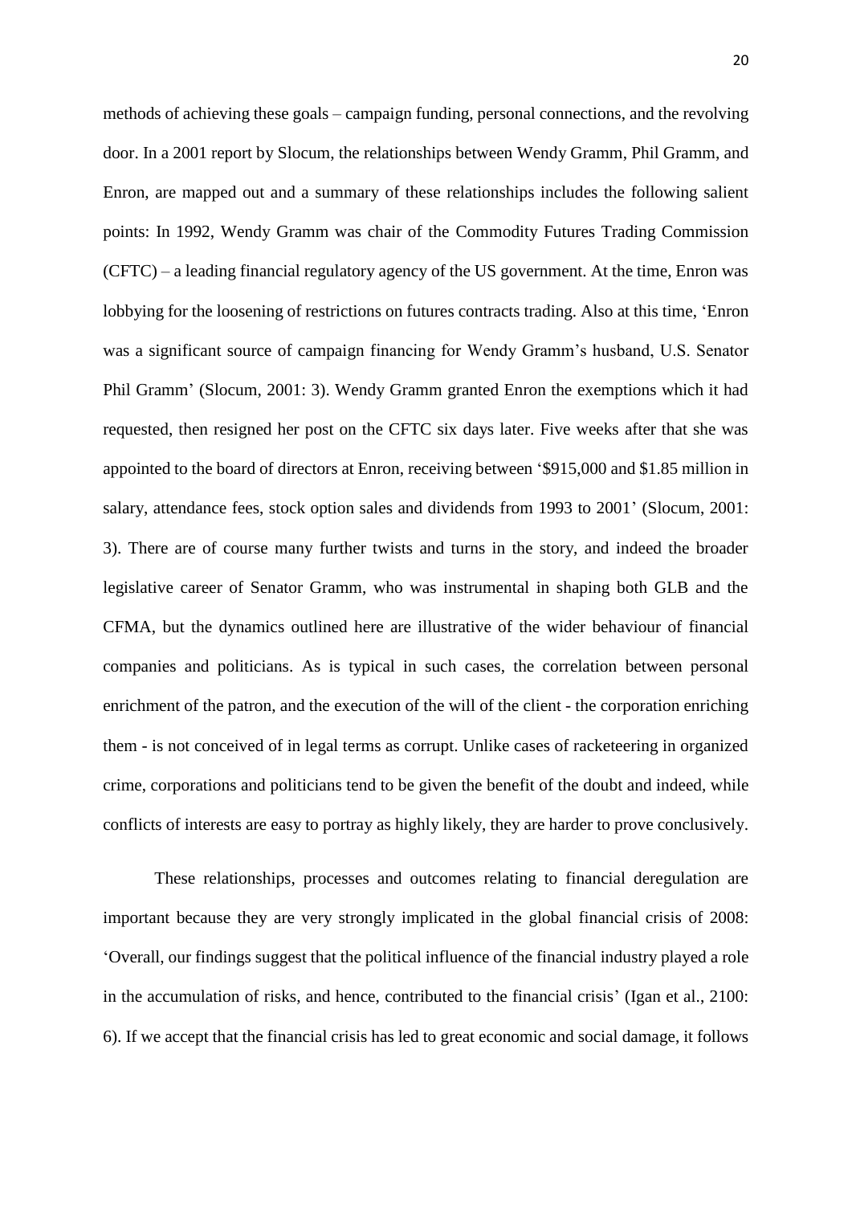methods of achieving these goals – campaign funding, personal connections, and the revolving door. In a 2001 report by Slocum, the relationships between Wendy Gramm, Phil Gramm, and Enron, are mapped out and a summary of these relationships includes the following salient points: In 1992, Wendy Gramm was chair of the Commodity Futures Trading Commission (CFTC) – a leading financial regulatory agency of the US government. At the time, Enron was lobbying for the loosening of restrictions on futures contracts trading. Also at this time, 'Enron was a significant source of campaign financing for Wendy Gramm's husband, U.S. Senator Phil Gramm' (Slocum, 2001: 3). Wendy Gramm granted Enron the exemptions which it had requested, then resigned her post on the CFTC six days later. Five weeks after that she was appointed to the board of directors at Enron, receiving between '$915,000 and $1.85 million in salary, attendance fees, stock option sales and dividends from 1993 to 2001' (Slocum, 2001: 3). There are of course many further twists and turns in the story, and indeed the broader legislative career of Senator Gramm, who was instrumental in shaping both GLB and the CFMA, but the dynamics outlined here are illustrative of the wider behaviour of financial companies and politicians. As is typical in such cases, the correlation between personal enrichment of the patron, and the execution of the will of the client - the corporation enriching them - is not conceived of in legal terms as corrupt. Unlike cases of racketeering in organized crime, corporations and politicians tend to be given the benefit of the doubt and indeed, while conflicts of interests are easy to portray as highly likely, they are harder to prove conclusively.

These relationships, processes and outcomes relating to financial deregulation are important because they are very strongly implicated in the global financial crisis of 2008: 'Overall, our findings suggest that the political influence of the financial industry played a role in the accumulation of risks, and hence, contributed to the financial crisis' (Igan et al., 2100: 6). If we accept that the financial crisis has led to great economic and social damage, it follows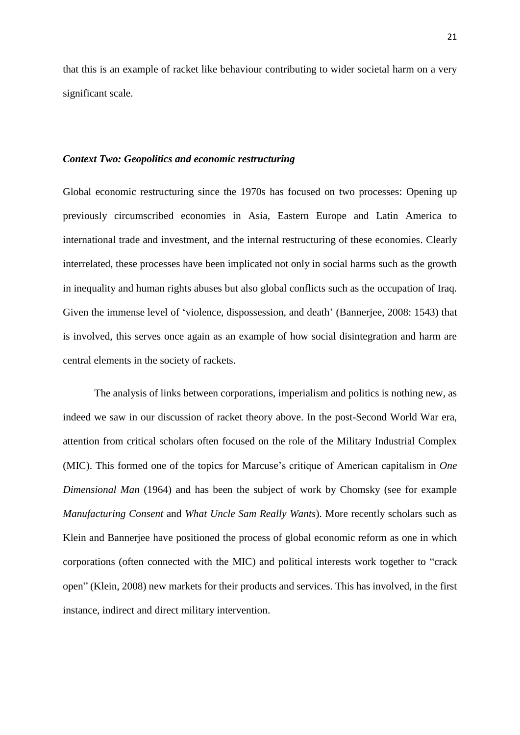that this is an example of racket like behaviour contributing to wider societal harm on a very significant scale.

### *Context Two: Geopolitics and economic restructuring*

Global economic restructuring since the 1970s has focused on two processes: Opening up previously circumscribed economies in Asia, Eastern Europe and Latin America to international trade and investment, and the internal restructuring of these economies. Clearly interrelated, these processes have been implicated not only in social harms such as the growth in inequality and human rights abuses but also global conflicts such as the occupation of Iraq. Given the immense level of 'violence, dispossession, and death' (Bannerjee, 2008: 1543) that is involved, this serves once again as an example of how social disintegration and harm are central elements in the society of rackets.

The analysis of links between corporations, imperialism and politics is nothing new, as indeed we saw in our discussion of racket theory above. In the post-Second World War era, attention from critical scholars often focused on the role of the Military Industrial Complex (MIC). This formed one of the topics for Marcuse's critique of American capitalism in *One Dimensional Man* (1964) and has been the subject of work by Chomsky (see for example *Manufacturing Consent* and *What Uncle Sam Really Wants*). More recently scholars such as Klein and Bannerjee have positioned the process of global economic reform as one in which corporations (often connected with the MIC) and political interests work together to "crack open" (Klein, 2008) new markets for their products and services. This has involved, in the first instance, indirect and direct military intervention.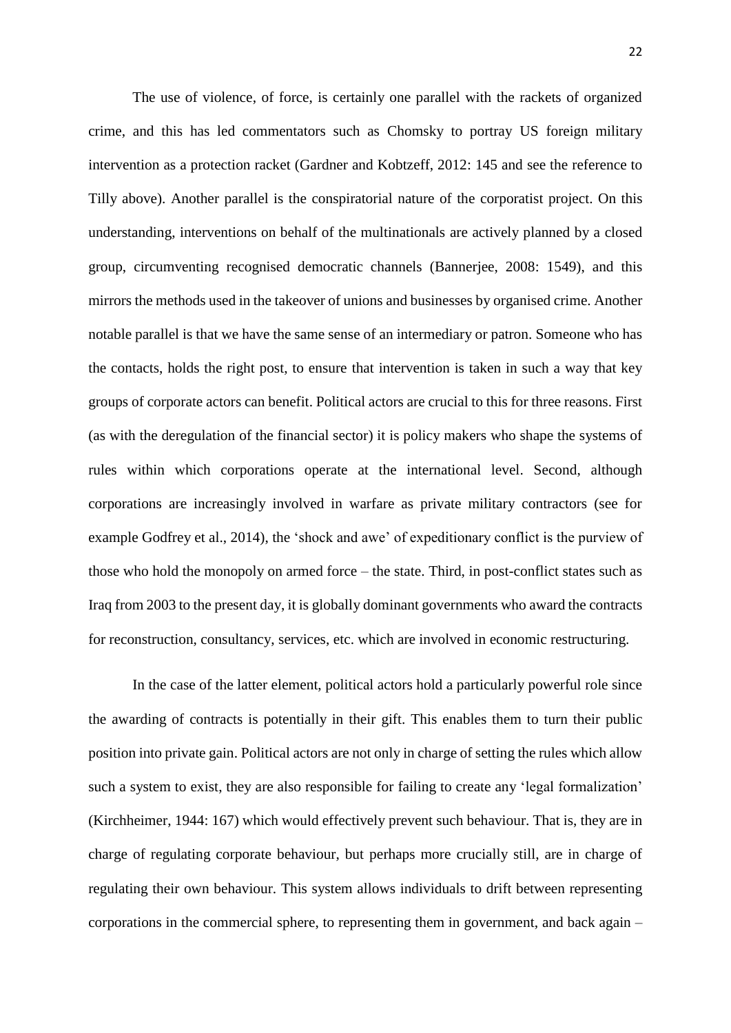The use of violence, of force, is certainly one parallel with the rackets of organized crime, and this has led commentators such as Chomsky to portray US foreign military intervention as a protection racket (Gardner and Kobtzeff, 2012: 145 and see the reference to Tilly above). Another parallel is the conspiratorial nature of the corporatist project. On this understanding, interventions on behalf of the multinationals are actively planned by a closed group, circumventing recognised democratic channels (Bannerjee, 2008: 1549), and this mirrors the methods used in the takeover of unions and businesses by organised crime. Another notable parallel is that we have the same sense of an intermediary or patron. Someone who has the contacts, holds the right post, to ensure that intervention is taken in such a way that key groups of corporate actors can benefit. Political actors are crucial to this for three reasons. First (as with the deregulation of the financial sector) it is policy makers who shape the systems of rules within which corporations operate at the international level. Second, although corporations are increasingly involved in warfare as private military contractors (see for example Godfrey et al., 2014), the 'shock and awe' of expeditionary conflict is the purview of those who hold the monopoly on armed force – the state. Third, in post-conflict states such as Iraq from 2003 to the present day, it is globally dominant governments who award the contracts for reconstruction, consultancy, services, etc. which are involved in economic restructuring.

In the case of the latter element, political actors hold a particularly powerful role since the awarding of contracts is potentially in their gift. This enables them to turn their public position into private gain. Political actors are not only in charge of setting the rules which allow such a system to exist, they are also responsible for failing to create any 'legal formalization' (Kirchheimer, 1944: 167) which would effectively prevent such behaviour. That is, they are in charge of regulating corporate behaviour, but perhaps more crucially still, are in charge of regulating their own behaviour. This system allows individuals to drift between representing corporations in the commercial sphere, to representing them in government, and back again –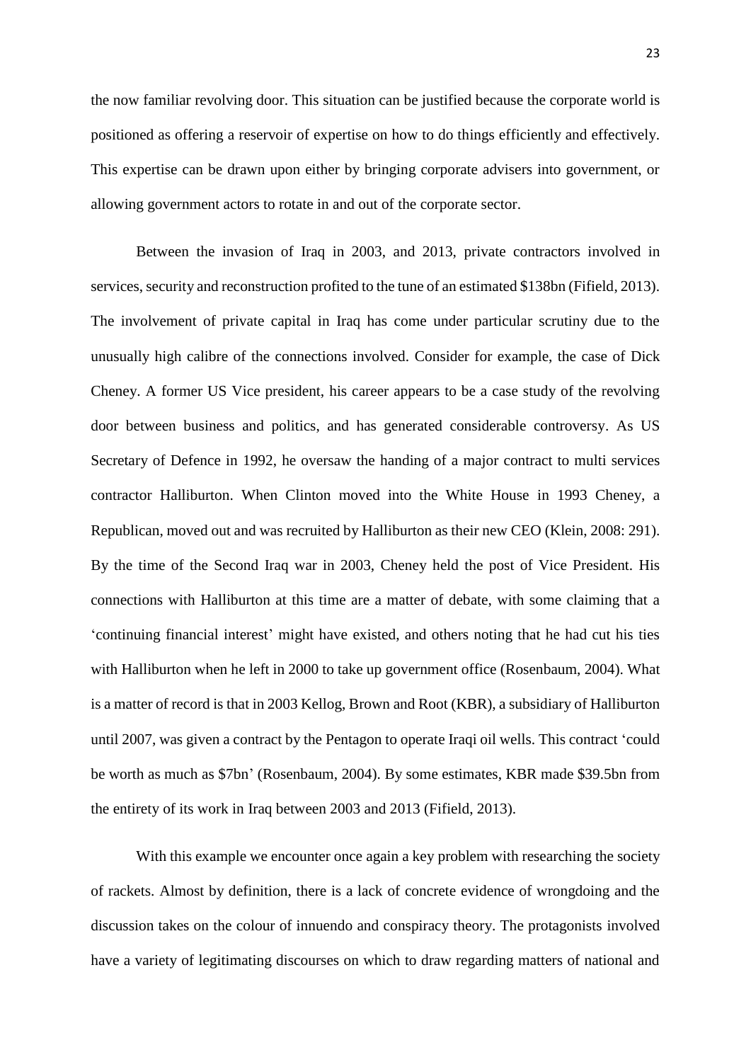the now familiar revolving door. This situation can be justified because the corporate world is positioned as offering a reservoir of expertise on how to do things efficiently and effectively. This expertise can be drawn upon either by bringing corporate advisers into government, or allowing government actors to rotate in and out of the corporate sector.

Between the invasion of Iraq in 2003, and 2013, private contractors involved in services, security and reconstruction profited to the tune of an estimated $138bn (Fifield, 2013). The involvement of private capital in Iraq has come under particular scrutiny due to the unusually high calibre of the connections involved. Consider for example, the case of Dick Cheney. A former US Vice president, his career appears to be a case study of the revolving door between business and politics, and has generated considerable controversy. As US Secretary of Defence in 1992, he oversaw the handing of a major contract to multi services contractor Halliburton. When Clinton moved into the White House in 1993 Cheney, a Republican, moved out and was recruited by Halliburton as their new CEO (Klein, 2008: 291). By the time of the Second Iraq war in 2003, Cheney held the post of Vice President. His connections with Halliburton at this time are a matter of debate, with some claiming that a 'continuing financial interest' might have existed, and others noting that he had cut his ties with Halliburton when he left in 2000 to take up government office (Rosenbaum, 2004). What is a matter of record is that in 2003 Kellog, Brown and Root (KBR), a subsidiary of Halliburton until 2007, was given a contract by the Pentagon to operate Iraqi oil wells. This contract 'could be worth as much as $7bn' (Rosenbaum, 2004). By some estimates, KBR made $39.5bn from the entirety of its work in Iraq between 2003 and 2013 (Fifield, 2013).

With this example we encounter once again a key problem with researching the society of rackets. Almost by definition, there is a lack of concrete evidence of wrongdoing and the discussion takes on the colour of innuendo and conspiracy theory. The protagonists involved have a variety of legitimating discourses on which to draw regarding matters of national and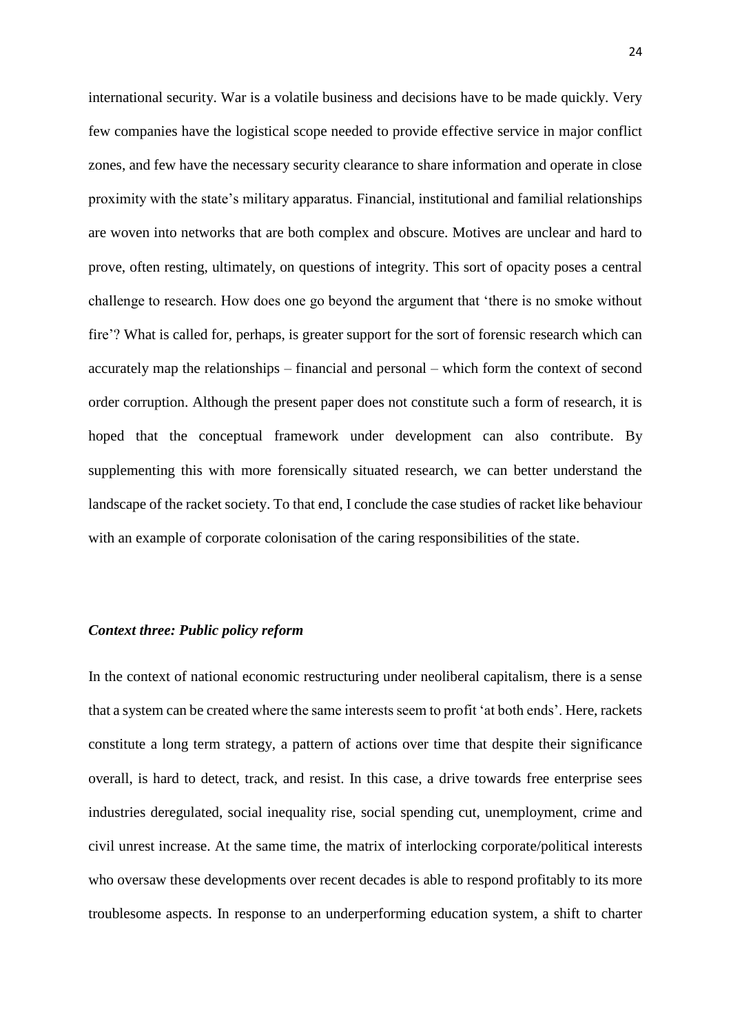international security. War is a volatile business and decisions have to be made quickly. Very few companies have the logistical scope needed to provide effective service in major conflict zones, and few have the necessary security clearance to share information and operate in close proximity with the state's military apparatus. Financial, institutional and familial relationships are woven into networks that are both complex and obscure. Motives are unclear and hard to prove, often resting, ultimately, on questions of integrity. This sort of opacity poses a central challenge to research. How does one go beyond the argument that 'there is no smoke without fire'? What is called for, perhaps, is greater support for the sort of forensic research which can accurately map the relationships – financial and personal – which form the context of second order corruption. Although the present paper does not constitute such a form of research, it is hoped that the conceptual framework under development can also contribute. By supplementing this with more forensically situated research, we can better understand the landscape of the racket society. To that end, I conclude the case studies of racket like behaviour with an example of corporate colonisation of the caring responsibilities of the state.

### *Context three: Public policy reform*

In the context of national economic restructuring under neoliberal capitalism, there is a sense that a system can be created where the same interests seem to profit 'at both ends'. Here, rackets constitute a long term strategy, a pattern of actions over time that despite their significance overall, is hard to detect, track, and resist. In this case, a drive towards free enterprise sees industries deregulated, social inequality rise, social spending cut, unemployment, crime and civil unrest increase. At the same time, the matrix of interlocking corporate/political interests who oversaw these developments over recent decades is able to respond profitably to its more troublesome aspects. In response to an underperforming education system, a shift to charter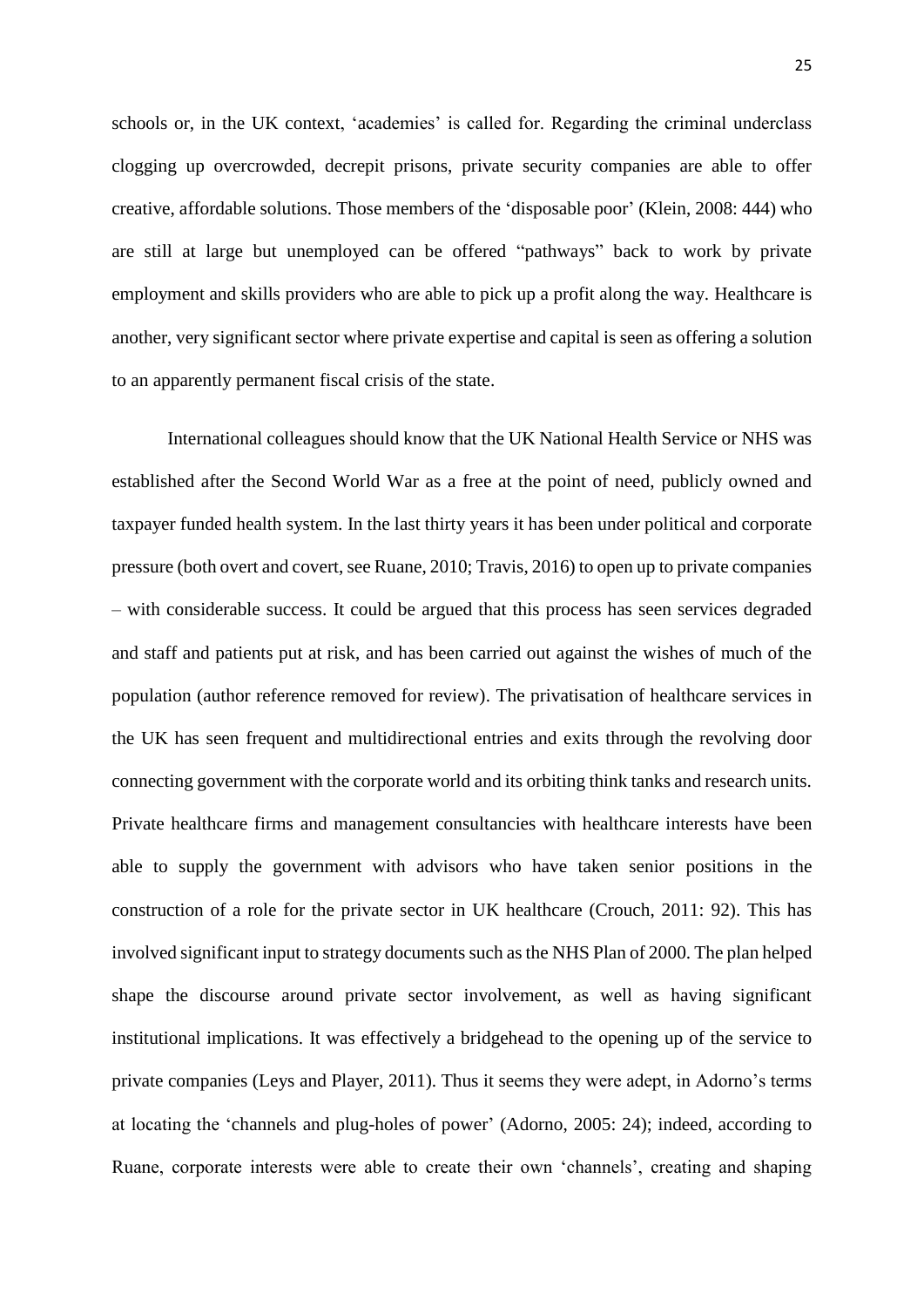schools or, in the UK context, 'academies' is called for. Regarding the criminal underclass clogging up overcrowded, decrepit prisons, private security companies are able to offer creative, affordable solutions. Those members of the 'disposable poor' (Klein, 2008: 444) who are still at large but unemployed can be offered "pathways" back to work by private employment and skills providers who are able to pick up a profit along the way. Healthcare is another, very significant sector where private expertise and capital is seen as offering a solution to an apparently permanent fiscal crisis of the state.

International colleagues should know that the UK National Health Service or NHS was established after the Second World War as a free at the point of need, publicly owned and taxpayer funded health system. In the last thirty years it has been under political and corporate pressure (both overt and covert, see Ruane, 2010; Travis, 2016) to open up to private companies – with considerable success. It could be argued that this process has seen services degraded and staff and patients put at risk, and has been carried out against the wishes of much of the population (author reference removed for review). The privatisation of healthcare services in the UK has seen frequent and multidirectional entries and exits through the revolving door connecting government with the corporate world and its orbiting think tanks and research units. Private healthcare firms and management consultancies with healthcare interests have been able to supply the government with advisors who have taken senior positions in the construction of a role for the private sector in UK healthcare (Crouch, 2011: 92). This has involved significant input to strategy documents such as the NHS Plan of 2000. The plan helped shape the discourse around private sector involvement, as well as having significant institutional implications. It was effectively a bridgehead to the opening up of the service to private companies (Leys and Player, 2011). Thus it seems they were adept, in Adorno's terms at locating the 'channels and plug-holes of power' (Adorno, 2005: 24); indeed, according to Ruane, corporate interests were able to create their own 'channels', creating and shaping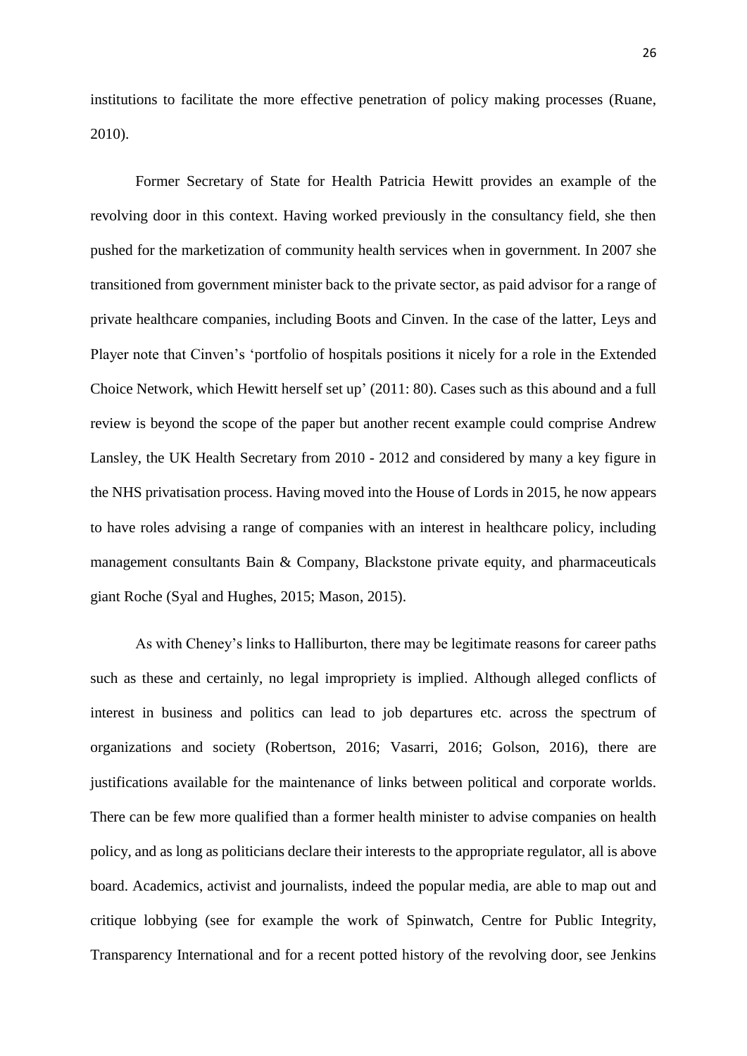institutions to facilitate the more effective penetration of policy making processes (Ruane, 2010).

Former Secretary of State for Health Patricia Hewitt provides an example of the revolving door in this context. Having worked previously in the consultancy field, she then pushed for the marketization of community health services when in government. In 2007 she transitioned from government minister back to the private sector, as paid advisor for a range of private healthcare companies, including Boots and Cinven. In the case of the latter, Leys and Player note that Cinven's 'portfolio of hospitals positions it nicely for a role in the Extended Choice Network, which Hewitt herself set up' (2011: 80). Cases such as this abound and a full review is beyond the scope of the paper but another recent example could comprise Andrew Lansley, the UK Health Secretary from 2010 - 2012 and considered by many a key figure in the NHS privatisation process. Having moved into the House of Lords in 2015, he now appears to have roles advising a range of companies with an interest in healthcare policy, including management consultants Bain & Company, Blackstone private equity, and pharmaceuticals giant Roche (Syal and Hughes, 2015; Mason, 2015).

As with Cheney's links to Halliburton, there may be legitimate reasons for career paths such as these and certainly, no legal impropriety is implied. Although alleged conflicts of interest in business and politics can lead to job departures etc. across the spectrum of organizations and society (Robertson, 2016; Vasarri, 2016; Golson, 2016), there are justifications available for the maintenance of links between political and corporate worlds. There can be few more qualified than a former health minister to advise companies on health policy, and as long as politicians declare their interests to the appropriate regulator, all is above board. Academics, activist and journalists, indeed the popular media, are able to map out and critique lobbying (see for example the work of Spinwatch, Centre for Public Integrity, Transparency International and for a recent potted history of the revolving door, see Jenkins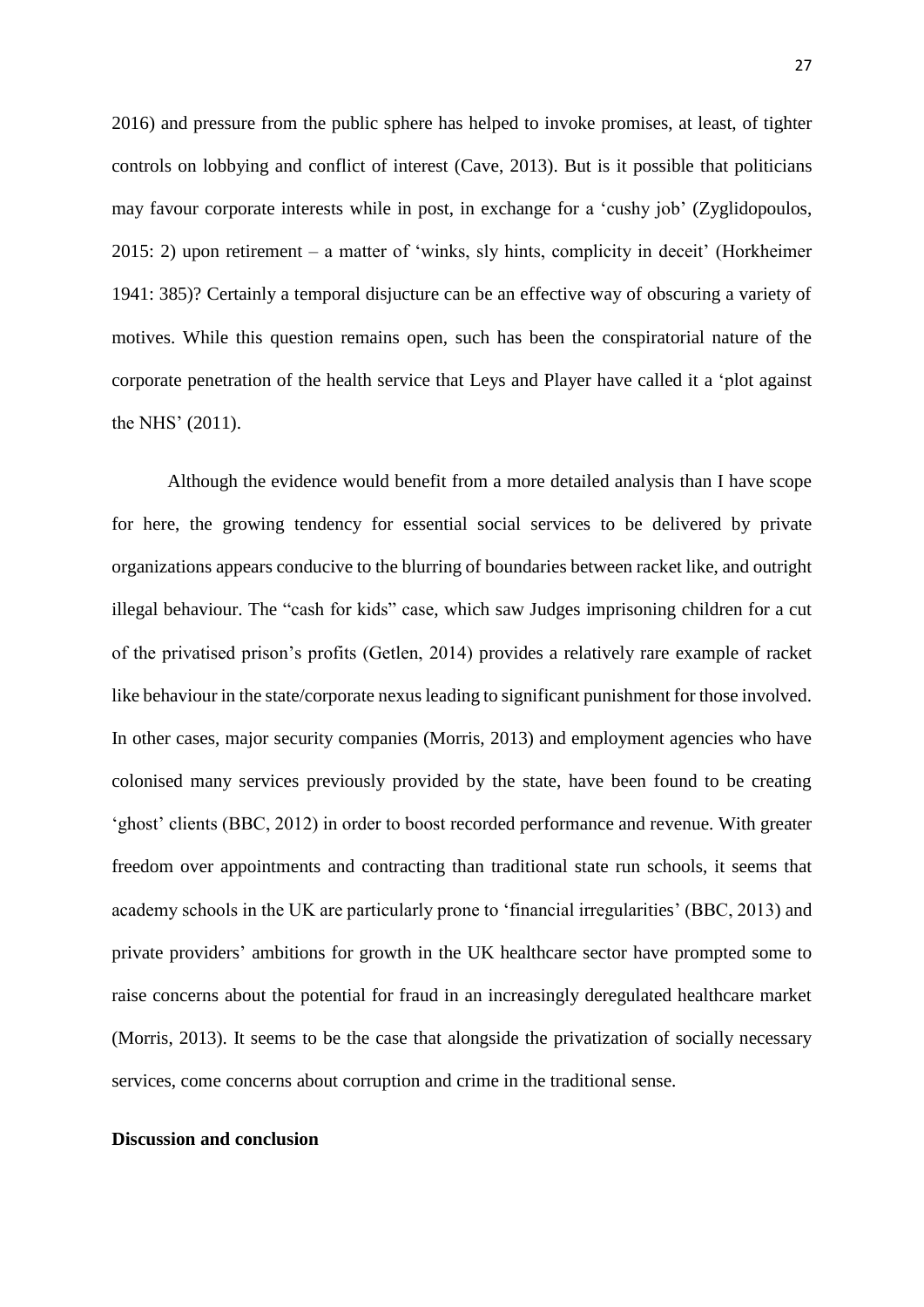2016) and pressure from the public sphere has helped to invoke promises, at least, of tighter controls on lobbying and conflict of interest (Cave, 2013). But is it possible that politicians may favour corporate interests while in post, in exchange for a 'cushy job' (Zyglidopoulos, 2015: 2) upon retirement – a matter of 'winks, sly hints, complicity in deceit' (Horkheimer 1941: 385)? Certainly a temporal disjucture can be an effective way of obscuring a variety of motives. While this question remains open, such has been the conspiratorial nature of the corporate penetration of the health service that Leys and Player have called it a 'plot against the NHS' (2011).

Although the evidence would benefit from a more detailed analysis than I have scope for here, the growing tendency for essential social services to be delivered by private organizations appears conducive to the blurring of boundaries between racket like, and outright illegal behaviour. The "cash for kids" case, which saw Judges imprisoning children for a cut of the privatised prison's profits (Getlen, 2014) provides a relatively rare example of racket like behaviour in the state/corporate nexus leading to significant punishment for those involved. In other cases, major security companies (Morris, 2013) and employment agencies who have colonised many services previously provided by the state, have been found to be creating 'ghost' clients (BBC, 2012) in order to boost recorded performance and revenue. With greater freedom over appointments and contracting than traditional state run schools, it seems that academy schools in the UK are particularly prone to 'financial irregularities' (BBC, 2013) and private providers' ambitions for growth in the UK healthcare sector have prompted some to raise concerns about the potential for fraud in an increasingly deregulated healthcare market (Morris, 2013). It seems to be the case that alongside the privatization of socially necessary services, come concerns about corruption and crime in the traditional sense.

**Discussion and conclusion**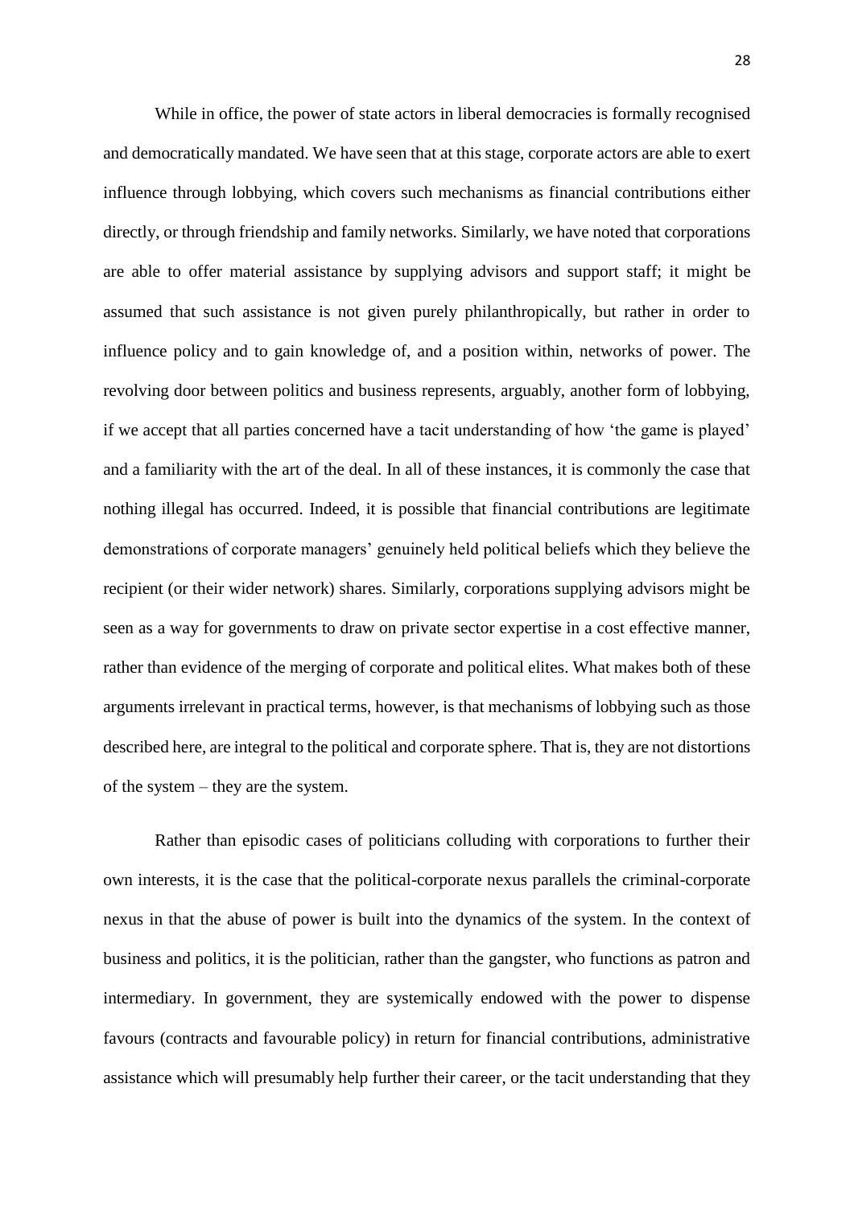While in office, the power of state actors in liberal democracies is formally recognised and democratically mandated. We have seen that at this stage, corporate actors are able to exert influence through lobbying, which covers such mechanisms as financial contributions either directly, or through friendship and family networks. Similarly, we have noted that corporations are able to offer material assistance by supplying advisors and support staff; it might be assumed that such assistance is not given purely philanthropically, but rather in order to influence policy and to gain knowledge of, and a position within, networks of power. The revolving door between politics and business represents, arguably, another form of lobbying, if we accept that all parties concerned have a tacit understanding of how 'the game is played' and a familiarity with the art of the deal. In all of these instances, it is commonly the case that nothing illegal has occurred. Indeed, it is possible that financial contributions are legitimate demonstrations of corporate managers' genuinely held political beliefs which they believe the recipient (or their wider network) shares. Similarly, corporations supplying advisors might be seen as a way for governments to draw on private sector expertise in a cost effective manner, rather than evidence of the merging of corporate and political elites. What makes both of these arguments irrelevant in practical terms, however, is that mechanisms of lobbying such as those described here, are integral to the political and corporate sphere. That is, they are not distortions of the system – they are the system.

Rather than episodic cases of politicians colluding with corporations to further their own interests, it is the case that the political-corporate nexus parallels the criminal-corporate nexus in that the abuse of power is built into the dynamics of the system. In the context of business and politics, it is the politician, rather than the gangster, who functions as patron and intermediary. In government, they are systemically endowed with the power to dispense favours (contracts and favourable policy) in return for financial contributions, administrative assistance which will presumably help further their career, or the tacit understanding that they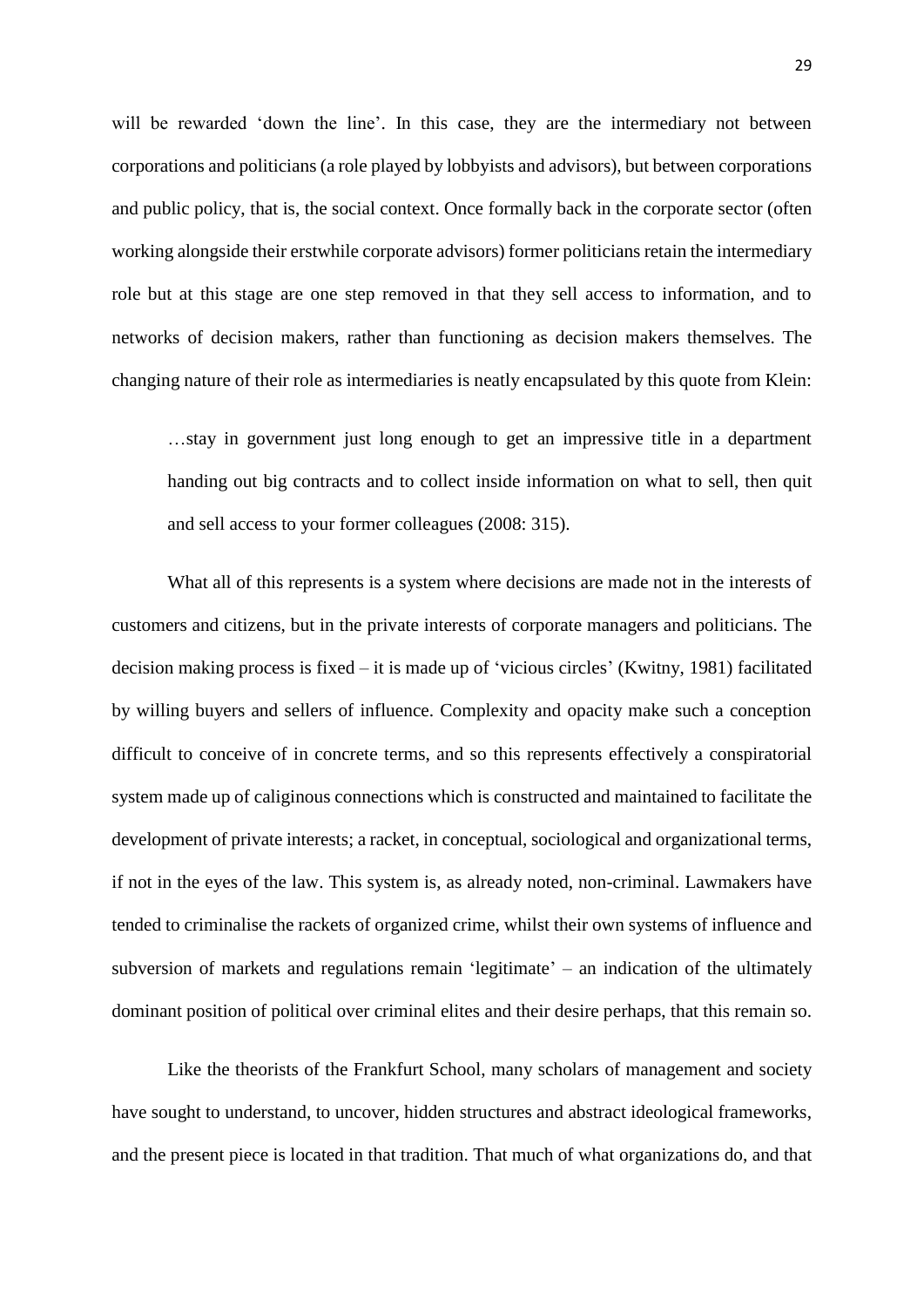will be rewarded 'down the line'. In this case, they are the intermediary not between corporations and politicians (a role played by lobbyists and advisors), but between corporations and public policy, that is, the social context. Once formally back in the corporate sector (often working alongside their erstwhile corporate advisors) former politicians retain the intermediary role but at this stage are one step removed in that they sell access to information, and to networks of decision makers, rather than functioning as decision makers themselves. The changing nature of their role as intermediaries is neatly encapsulated by this quote from Klein:

> …stay in government just long enough to get an impressive title in a department handing out big contracts and to collect inside information on what to sell, then quit and sell access to your former colleagues (2008: 315).

What all of this represents is a system where decisions are made not in the interests of customers and citizens, but in the private interests of corporate managers and politicians. The decision making process is fixed – it is made up of 'vicious circles' (Kwitny, 1981) facilitated by willing buyers and sellers of influence. Complexity and opacity make such a conception difficult to conceive of in concrete terms, and so this represents effectively a conspiratorial system made up of caliginous connections which is constructed and maintained to facilitate the development of private interests; a racket, in conceptual, sociological and organizational terms, if not in the eyes of the law. This system is, as already noted, non-criminal. Lawmakers have tended to criminalise the rackets of organized crime, whilst their own systems of influence and subversion of markets and regulations remain 'legitimate' – an indication of the ultimately dominant position of political over criminal elites and their desire perhaps, that this remain so.

Like the theorists of the Frankfurt School, many scholars of management and society have sought to understand, to uncover, hidden structures and abstract ideological frameworks, and the present piece is located in that tradition. That much of what organizations do, and that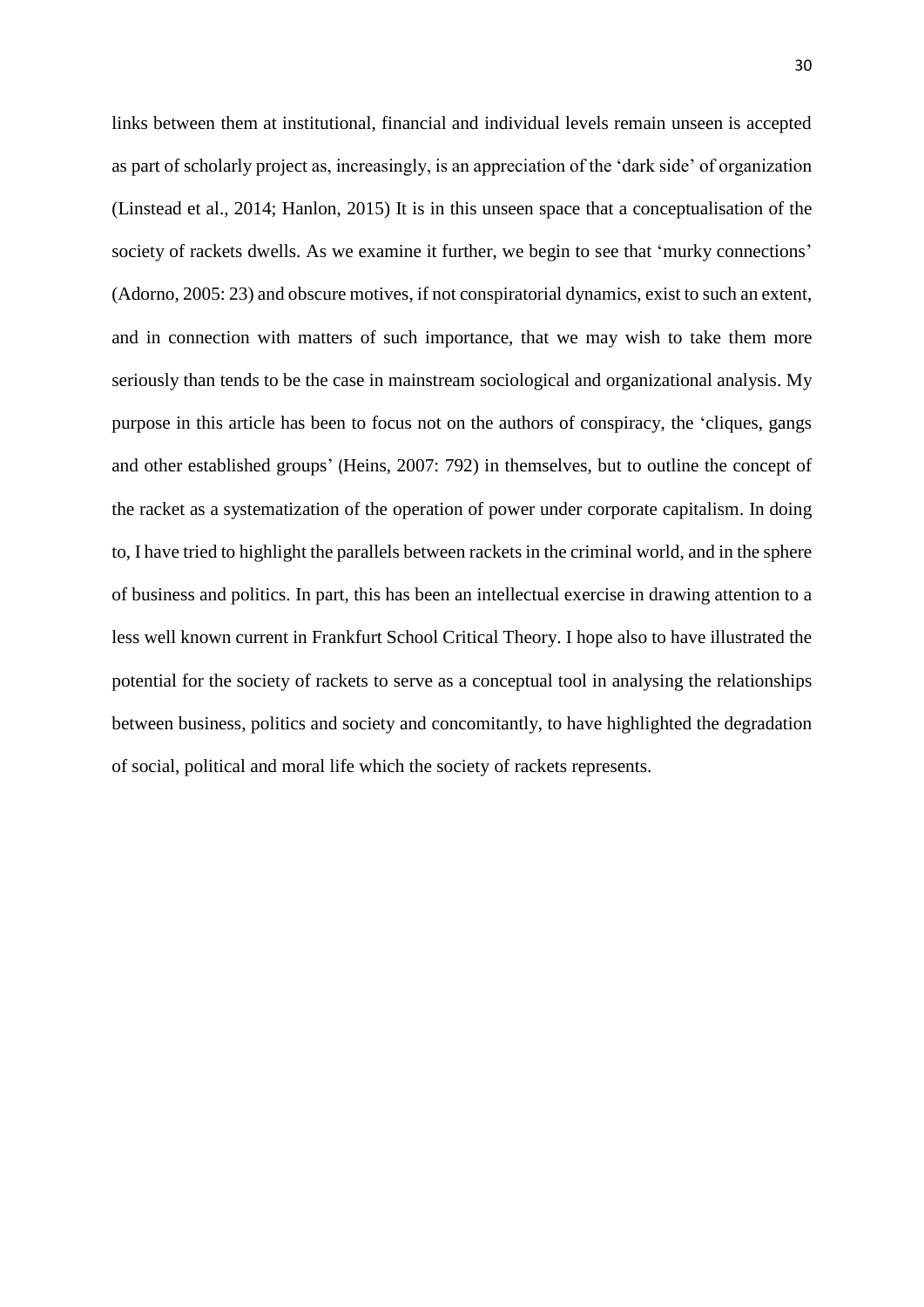links between them at institutional, financial and individual levels remain unseen is accepted as part of scholarly project as, increasingly, is an appreciation of the 'dark side' of organization (Linstead et al., 2014; Hanlon, 2015) It is in this unseen space that a conceptualisation of the society of rackets dwells. As we examine it further, we begin to see that 'murky connections' (Adorno, 2005: 23) and obscure motives, if not conspiratorial dynamics, exist to such an extent, and in connection with matters of such importance, that we may wish to take them more seriously than tends to be the case in mainstream sociological and organizational analysis. My purpose in this article has been to focus not on the authors of conspiracy, the 'cliques, gangs and other established groups' (Heins, 2007: 792) in themselves, but to outline the concept of the racket as a systematization of the operation of power under corporate capitalism. In doing to, I have tried to highlight the parallels between rackets in the criminal world, and in the sphere of business and politics. In part, this has been an intellectual exercise in drawing attention to a less well known current in Frankfurt School Critical Theory. I hope also to have illustrated the potential for the society of rackets to serve as a conceptual tool in analysing the relationships between business, politics and society and concomitantly, to have highlighted the degradation of social, political and moral life which the society of rackets represents.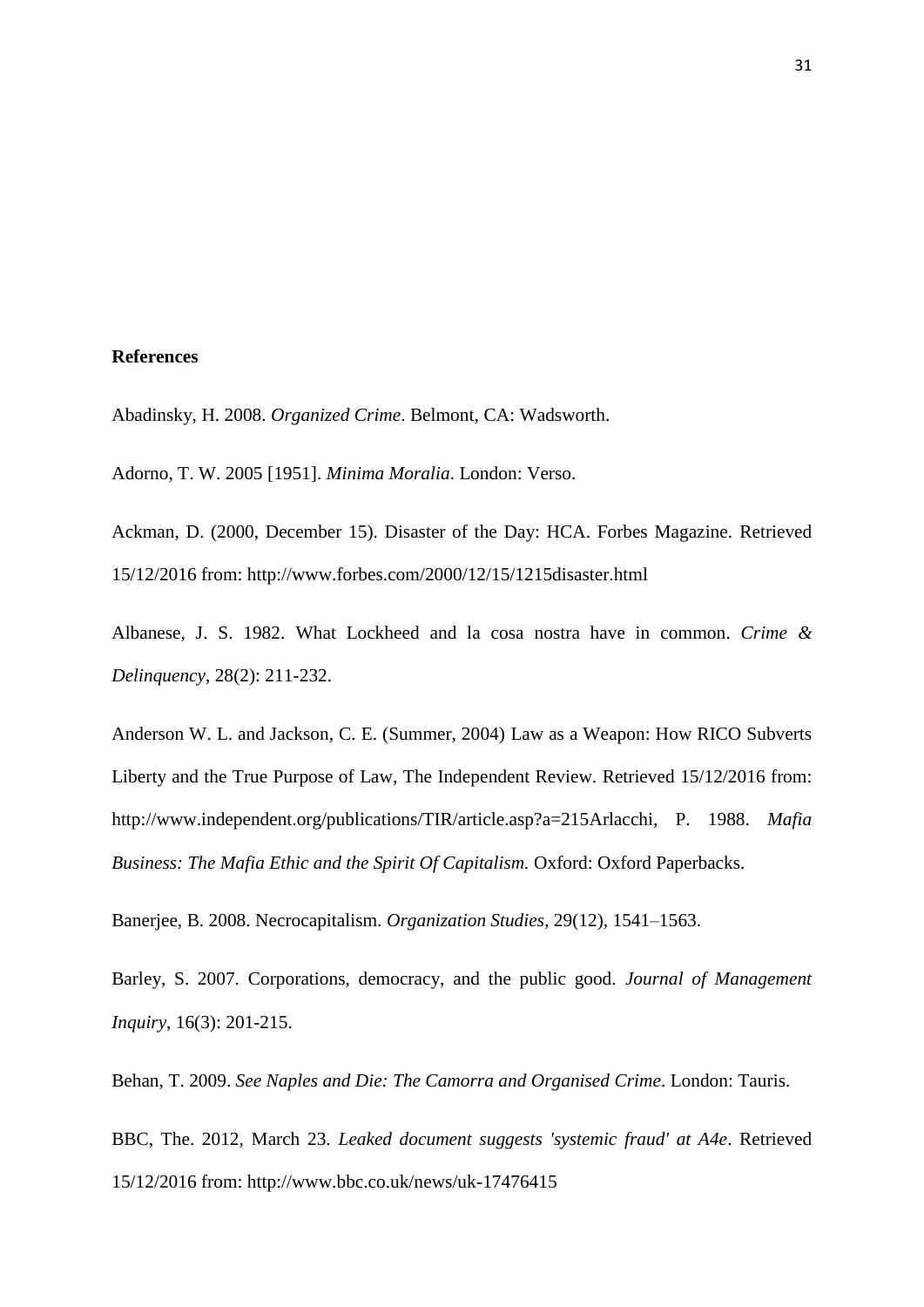**References**

Abadinsky, H. 2008. *Organized Crime*. Belmont, CA: Wadsworth.

Adorno, T. W. 2005 [1951]. *Minima Moralia*. London: Verso.

Ackman, D. (2000, December 15). Disaster of the Day: HCA. Forbes Magazine. Retrieved 15/12/2016 from: http://www.forbes.com/2000/12/15/1215disaster.html

Albanese, J. S. 1982. What Lockheed and la cosa nostra have in common. *Crime & Delinquency*, 28(2): 211-232.

Anderson W. L. and Jackson, C. E. (Summer, 2004) Law as a Weapon: How RICO Subverts Liberty and the True Purpose of Law, The Independent Review. Retrieved 15/12/2016 from: http://www.independent.org/publications/TIR/article.asp?a=215Arlacchi, P. 1988. *Mafia Business: The Mafia Ethic and the Spirit Of Capitalism.* Oxford: Oxford Paperbacks.

Banerjee, B. 2008. Necrocapitalism. *Organization Studies*, 29(12), 1541–1563.

Barley, S. 2007. Corporations, democracy, and the public good. *Journal of Management Inquiry*, 16(3): 201-215.

Behan, T. 2009. *See Naples and Die: The Camorra and Organised Crime*. London: Tauris.

BBC, The. 2012, March 23. *Leaked document suggests 'systemic fraud' at A4e*. Retrieved 15/12/2016 from: http://www.bbc.co.uk/news/uk-17476415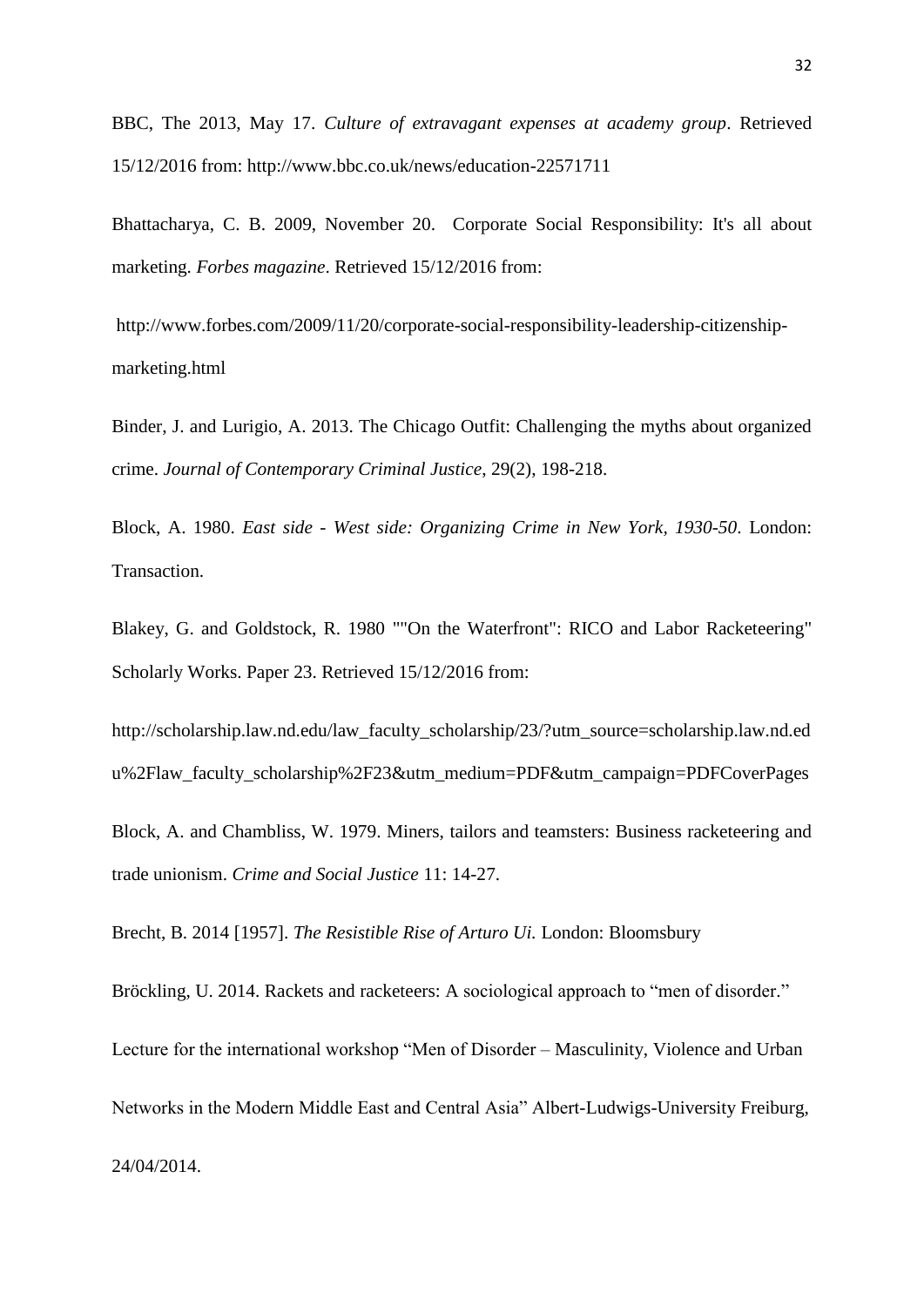BBC, The 2013, May 17. *Culture of extravagant expenses at academy group*. Retrieved 15/12/2016 from: http://www.bbc.co.uk/news/education-22571711

Bhattacharya, C. B. 2009, November 20. Corporate Social Responsibility: It's all about marketing. *Forbes magazine*. Retrieved 15/12/2016 from:

http://www.forbes.com/2009/11/20/corporate-social-responsibility-leadership-citizenship-marketing.html

Binder, J. and Lurigio, A. 2013. The Chicago Outfit: Challenging the myths about organized crime. *Journal of Contemporary Criminal Justice*, 29(2), 198-218.

Block, A. 1980. *East side - West side: Organizing Crime in New York, 1930-50*. London: Transaction.

Blakey, G. and Goldstock, R. 1980 ""On the Waterfront": RICO and Labor Racketeering" Scholarly Works. Paper 23. Retrieved 15/12/2016 from:

http://scholarship.law.nd.edu/law_faculty_scholarship/23/?utm_source=scholarship.law.nd.edu%2Flaw_faculty_scholarship%2F23&utm_medium=PDF&utm_campaign=PDFCoverPages

Block, A. and Chambliss, W. 1979. Miners, tailors and teamsters: Business racketeering and trade unionism. *Crime and Social Justice* 11: 14-27.

Brecht, B. 2014 [1957]. *The Resistible Rise of Arturo Ui.* London: Bloomsbury

Bröckling, U. 2014. Rackets and racketeers: A sociological approach to "men of disorder." Lecture for the international workshop "Men of Disorder – Masculinity, Violence and Urban Networks in the Modern Middle East and Central Asia" Albert-Ludwigs-University Freiburg, 24/04/2014.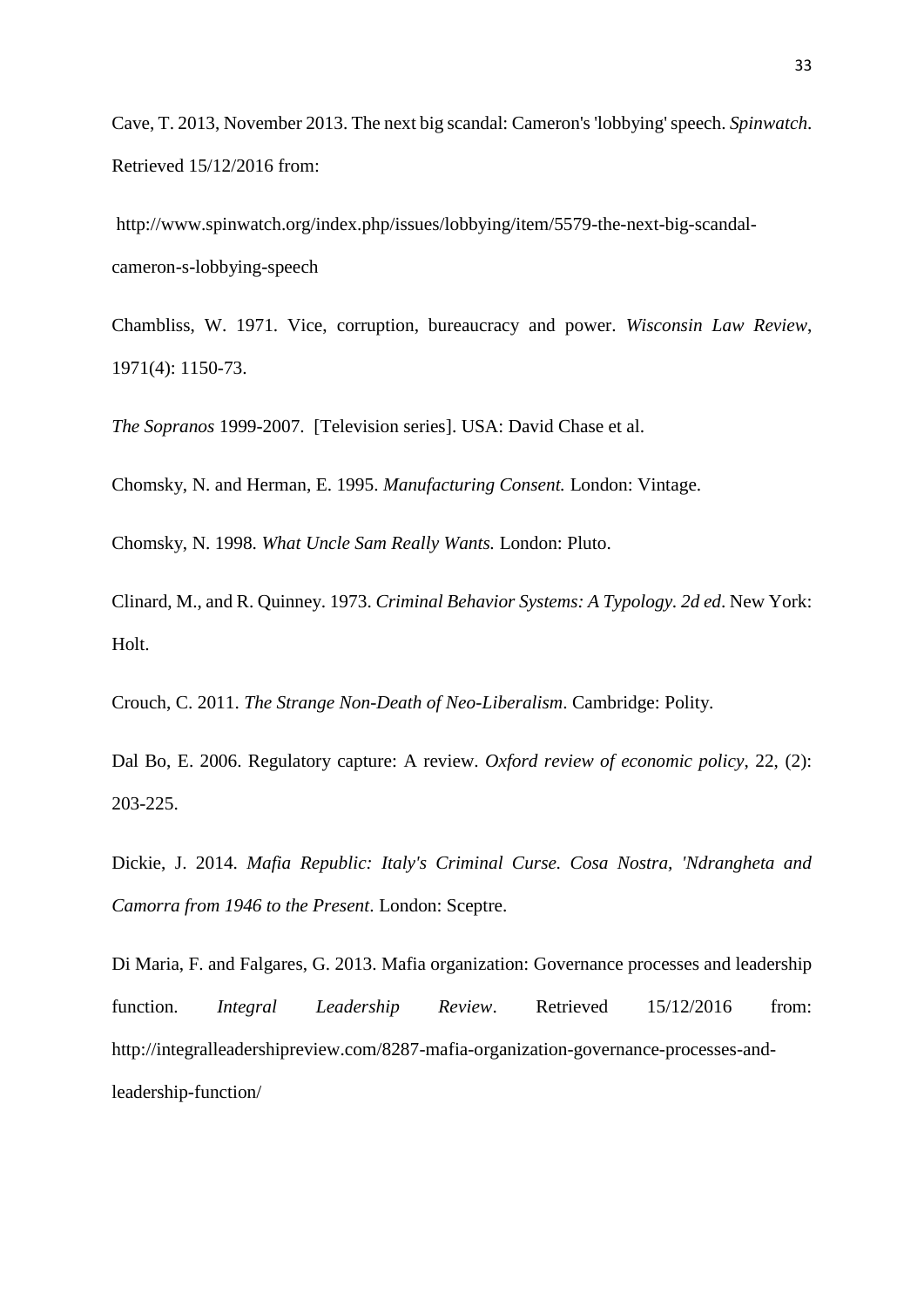Cave, T. 2013, November 2013. The next big scandal: Cameron's 'lobbying' speech. *Spinwatch*. Retrieved 15/12/2016 from:

http://www.spinwatch.org/index.php/issues/lobbying/item/5579-the-next-big-scandal-cameron-s-lobbying-speech

Chambliss, W. 1971. Vice, corruption, bureaucracy and power. *Wisconsin Law Review*, 1971(4): 1150-73.

*The Sopranos* 1999-2007. [Television series]. USA: David Chase et al.

Chomsky, N. and Herman, E. 1995. *Manufacturing Consent.* London: Vintage.

Chomsky, N. 1998. *What Uncle Sam Really Wants.* London: Pluto.

Clinard, M., and R. Quinney. 1973. *Criminal Behavior Systems: A Typology. 2d ed*. New York: Holt.

Crouch, C. 2011. *The Strange Non-Death of Neo-Liberalism*. Cambridge: Polity.

Dal Bo, E. 2006. Regulatory capture: A review. *Oxford review of economic policy*, 22, (2): 203-225.

Dickie, J. 2014. *Mafia Republic: Italy's Criminal Curse. Cosa Nostra, 'Ndrangheta and Camorra from 1946 to the Present*. London: Sceptre.

Di Maria, F. and Falgares, G. 2013. Mafia organization: Governance processes and leadership function. *Integral Leadership Review*. Retrieved 15/12/2016 from: http://integralleadershipreview.com/8287-mafia-organization-governance-processes-and-leadership-function/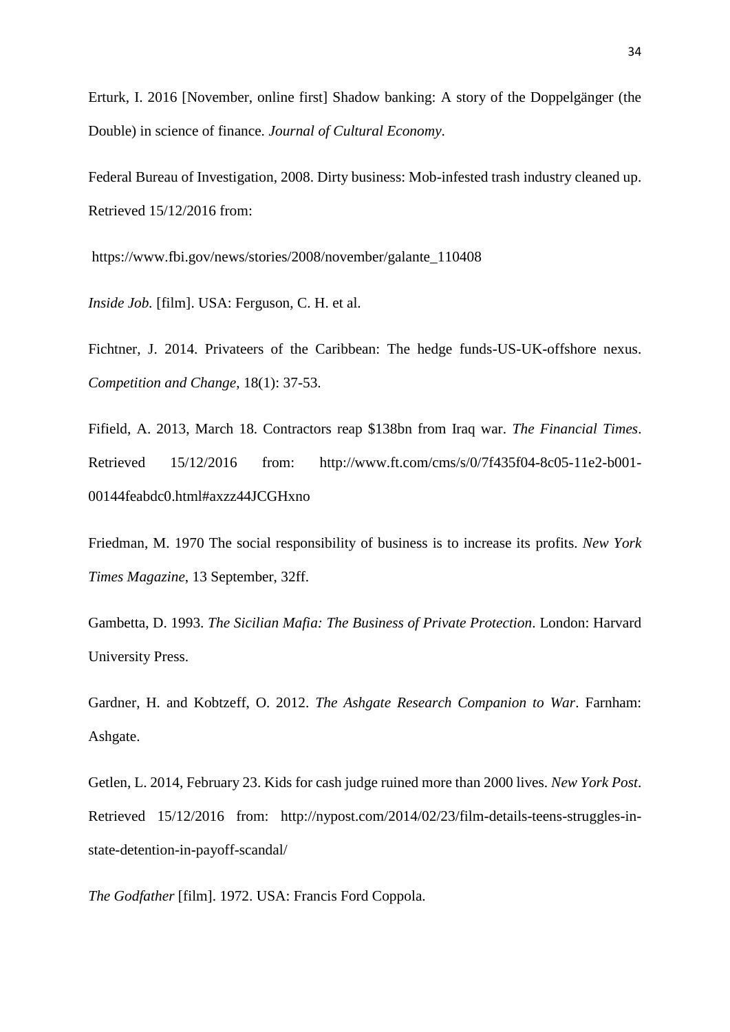Erturk, I. 2016 [November, online first] Shadow banking: A story of the Doppelgänger (the Double) in science of finance. *Journal of Cultural Economy*.

Federal Bureau of Investigation, 2008. Dirty business: Mob-infested trash industry cleaned up. Retrieved 15/12/2016 from:

https://www.fbi.gov/news/stories/2008/november/galante_110408

*Inside Job.* [film]. USA: Ferguson, C. H. et al.

Fichtner, J. 2014. Privateers of the Caribbean: The hedge funds-US-UK-offshore nexus. *Competition and Change*, 18(1): 37-53.

Fifield, A. 2013, March 18. Contractors reap $138bn from Iraq war. *The Financial Times*. Retrieved 15/12/2016 from: http://www.ft.com/cms/s/0/7f435f04-8c05-11e2-b001-00144feabdc0.html#axzz44JCGHxno

Friedman, M. 1970 The social responsibility of business is to increase its profits. *New York Times Magazine*, 13 September, 32ff.

Gambetta, D. 1993. *The Sicilian Mafia: The Business of Private Protection*. London: Harvard University Press.

Gardner, H. and Kobtzeff, O. 2012. *The Ashgate Research Companion to War*. Farnham: Ashgate.

Getlen, L. 2014, February 23. Kids for cash judge ruined more than 2000 lives. *New York Post*. Retrieved 15/12/2016 from: http://nypost.com/2014/02/23/film-details-teens-struggles-in-state-detention-in-payoff-scandal/

*The Godfather* [film]. 1972. USA: Francis Ford Coppola.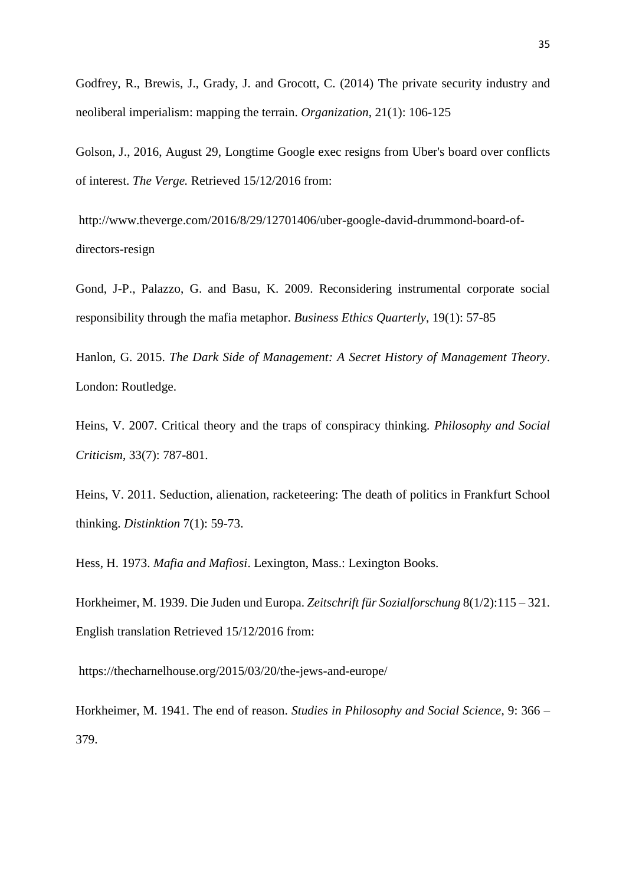Godfrey, R., Brewis, J., Grady, J. and Grocott, C. (2014) The private security industry and neoliberal imperialism: mapping the terrain. *Organization*, 21(1): 106-125

Golson, J., 2016, August 29, Longtime Google exec resigns from Uber's board over conflicts of interest. *The Verge.* Retrieved 15/12/2016 from:

http://www.theverge.com/2016/8/29/12701406/uber-google-david-drummond-board-of-directors-resign

Gond, J-P., Palazzo, G. and Basu, K. 2009. Reconsidering instrumental corporate social responsibility through the mafia metaphor. *Business Ethics Quarterly*, 19(1): 57-85

Hanlon, G. 2015. *The Dark Side of Management: A Secret History of Management Theory*. London: Routledge.

Heins, V. 2007. Critical theory and the traps of conspiracy thinking. *Philosophy and Social Criticism*, 33(7): 787-801.

Heins, V. 2011. Seduction, alienation, racketeering: The death of politics in Frankfurt School thinking. *Distinktion* 7(1): 59-73.

Hess, H. 1973. *Mafia and Mafiosi*. Lexington, Mass.: Lexington Books.

Horkheimer, M. 1939. Die Juden und Europa. *Zeitschrift für Sozialforschung* 8(1/2):115 – 321. English translation Retrieved 15/12/2016 from:

https://thecharnelhouse.org/2015/03/20/the-jews-and-europe/

Horkheimer, M. 1941. The end of reason. *Studies in Philosophy and Social Science*, 9: 366 – 379.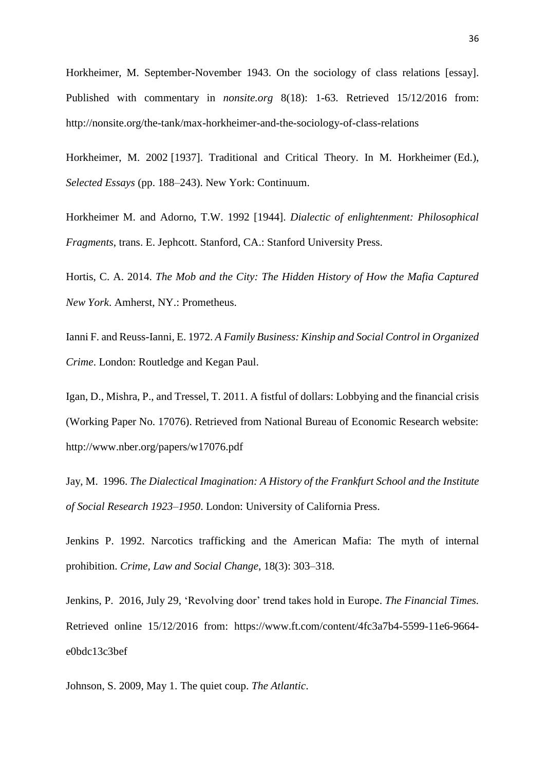Horkheimer, M. September-November 1943. On the sociology of class relations [essay]. Published with commentary in *nonsite.org* 8(18): 1-63. Retrieved 15/12/2016 from: http://nonsite.org/the-tank/max-horkheimer-and-the-sociology-of-class-relations

Horkheimer, M. 2002 [1937]. Traditional and Critical Theory. In M. Horkheimer (Ed.), *Selected Essays* (pp. 188–243). New York: Continuum.

Horkheimer M. and Adorno, T.W. 1992 [1944]. *Dialectic of enlightenment: Philosophical Fragments*, trans. E. Jephcott. Stanford, CA.: Stanford University Press.

Hortis, C. A. 2014. *The Mob and the City: The Hidden History of How the Mafia Captured New York*. Amherst, NY.: Prometheus.

Ianni F. and Reuss-Ianni, E. 1972. *A Family Business: Kinship and Social Control in Organized Crime*. London: Routledge and Kegan Paul.

Igan, D., Mishra, P., and Tressel, T. 2011. A fistful of dollars: Lobbying and the financial crisis (Working Paper No. 17076). Retrieved from National Bureau of Economic Research website: http://www.nber.org/papers/w17076.pdf

Jay, M. 1996. *The Dialectical Imagination: A History of the Frankfurt School and the Institute of Social Research 1923–1950*. London: University of California Press.

Jenkins P. 1992. Narcotics trafficking and the American Mafia: The myth of internal prohibition. *Crime, Law and Social Change*, 18(3): 303–318.

Jenkins, P. 2016, July 29, 'Revolving door' trend takes hold in Europe. *The Financial Times.* Retrieved online 15/12/2016 from: https://www.ft.com/content/4fc3a7b4-5599-11e6-9664-e0bdc13c3bef

Johnson, S. 2009, May 1. The quiet coup. *The Atlantic*.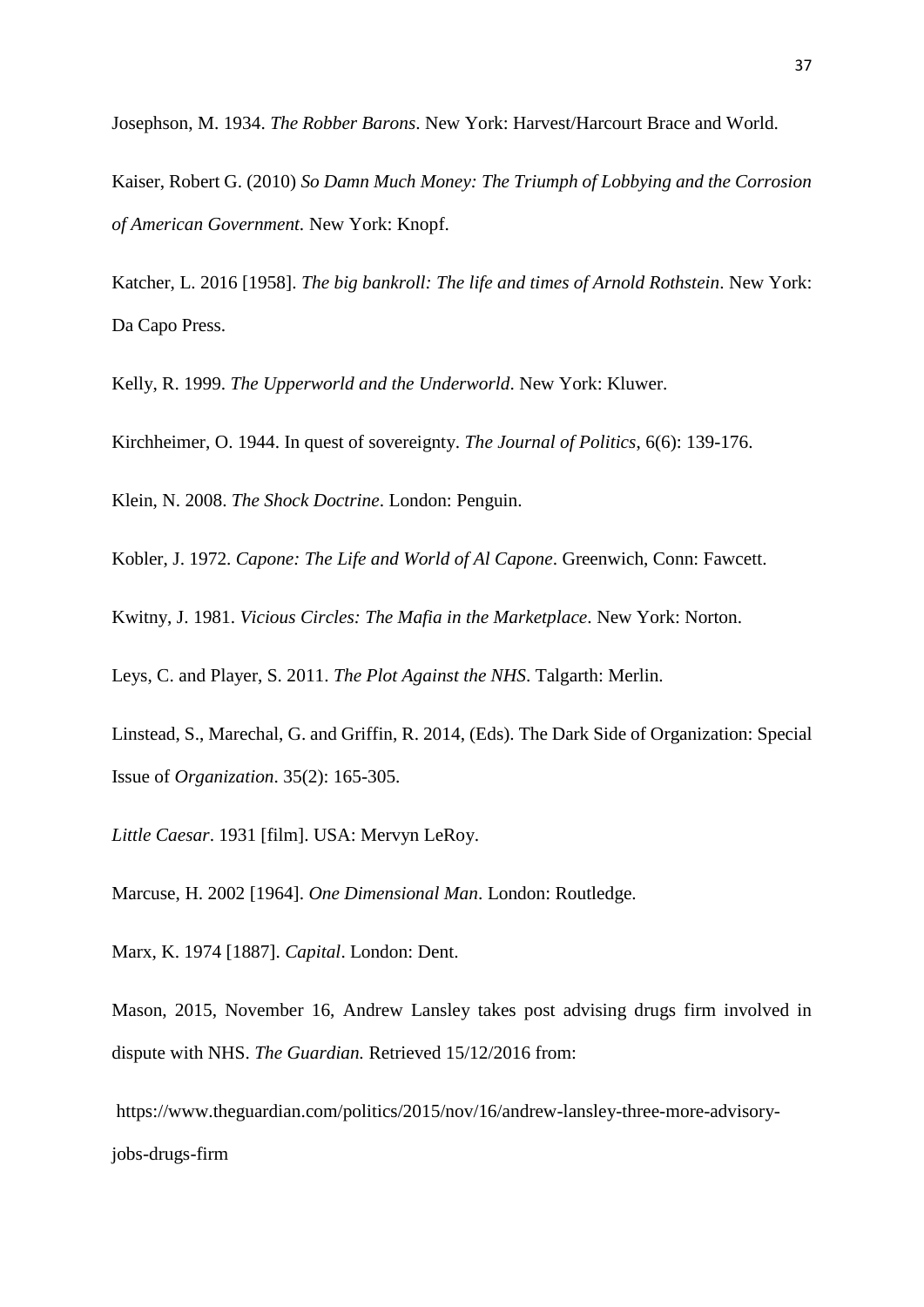Josephson, M. 1934. *The Robber Barons*. New York: Harvest/Harcourt Brace and World.

Kaiser, Robert G. (2010) *So Damn Much Money: The Triumph of Lobbying and the Corrosion of American Government.* New York: Knopf.

Katcher, L. 2016 [1958]. *The big bankroll: The life and times of Arnold Rothstein*. New York: Da Capo Press.

Kelly, R. 1999. *The Upperworld and the Underworld*. New York: Kluwer.

Kirchheimer, O. 1944. In quest of sovereignty. *The Journal of Politics*, 6(6): 139-176.

Klein, N. 2008. *The Shock Doctrine*. London: Penguin.

Kobler, J. 1972. *Capone: The Life and World of Al Capone*. Greenwich, Conn: Fawcett.

Kwitny, J. 1981. *Vicious Circles: The Mafia in the Marketplace*. New York: Norton.

Leys, C. and Player, S. 2011. *The Plot Against the NHS*. Talgarth: Merlin.

Linstead, S., Marechal, G. and Griffin, R. 2014, (Eds). The Dark Side of Organization: Special Issue of *Organization*. 35(2): 165-305.

*Little Caesar*. 1931 [film]. USA: Mervyn LeRoy.

Marcuse, H. 2002 [1964]. *One Dimensional Man*. London: Routledge.

Marx, K. 1974 [1887]. *Capital*. London: Dent.

Mason, 2015, November 16, Andrew Lansley takes post advising drugs firm involved in dispute with NHS. *The Guardian.* Retrieved 15/12/2016 from:

https://www.theguardian.com/politics/2015/nov/16/andrew-lansley-three-more-advisory-jobs-drugs-firm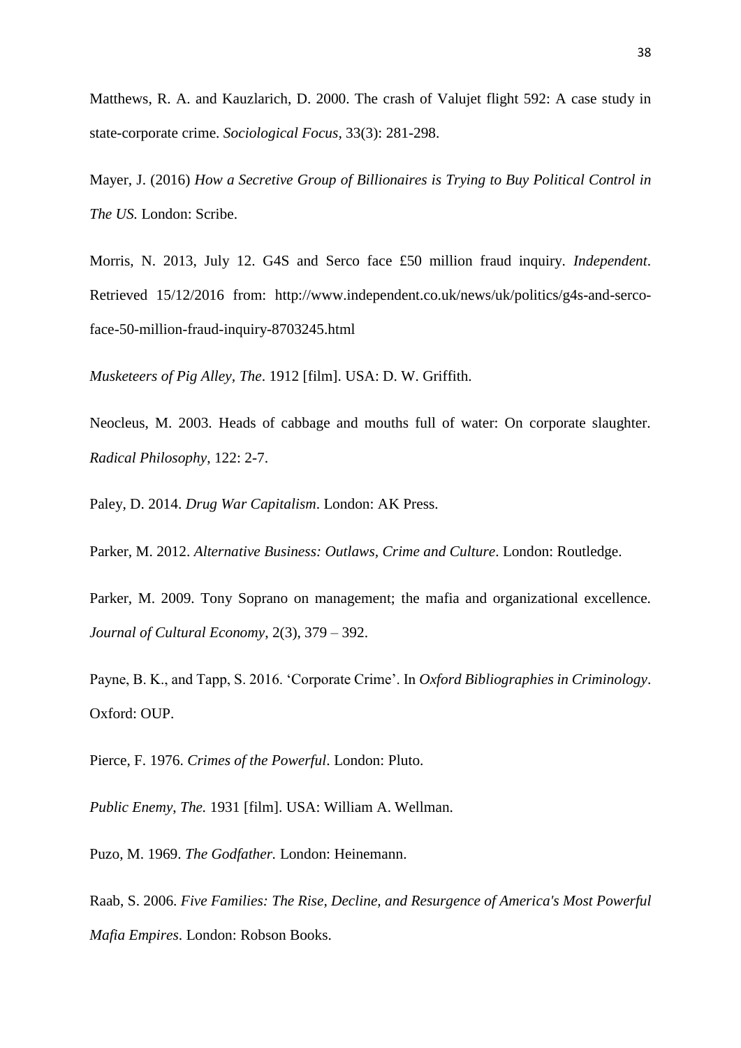Matthews, R. A. and Kauzlarich, D. 2000. The crash of Valujet flight 592: A case study in state-corporate crime. *Sociological Focus*, 33(3): 281-298.

Mayer, J. (2016) *How a Secretive Group of Billionaires is Trying to Buy Political Control in The US.* London: Scribe.

Morris, N. 2013, July 12. G4S and Serco face £50 million fraud inquiry. *Independent*. Retrieved 15/12/2016 from: http://www.independent.co.uk/news/uk/politics/g4s-and-serco-face-50-million-fraud-inquiry-8703245.html

*Musketeers of Pig Alley, The*. 1912 [film]. USA: D. W. Griffith.

Neocleus, M. 2003. Heads of cabbage and mouths full of water: On corporate slaughter. *Radical Philosophy*, 122: 2-7.

Paley, D. 2014. *Drug War Capitalism*. London: AK Press.

Parker, M. 2012. *Alternative Business: Outlaws, Crime and Culture*. London: Routledge.

Parker, M. 2009. Tony Soprano on management; the mafia and organizational excellence. *Journal of Cultural Economy*, 2(3), 379 – 392.

Payne, B. K., and Tapp, S. 2016. 'Corporate Crime'. In *Oxford Bibliographies in Criminology*. Oxford: OUP.

Pierce, F. 1976. *Crimes of the Powerful*. London: Pluto.

*Public Enemy, The.* 1931 [film]. USA: William A. Wellman.

Puzo, M. 1969. *The Godfather.* London: Heinemann.

Raab, S. 2006. *Five Families: The Rise, Decline, and Resurgence of America's Most Powerful Mafia Empires*. London: Robson Books.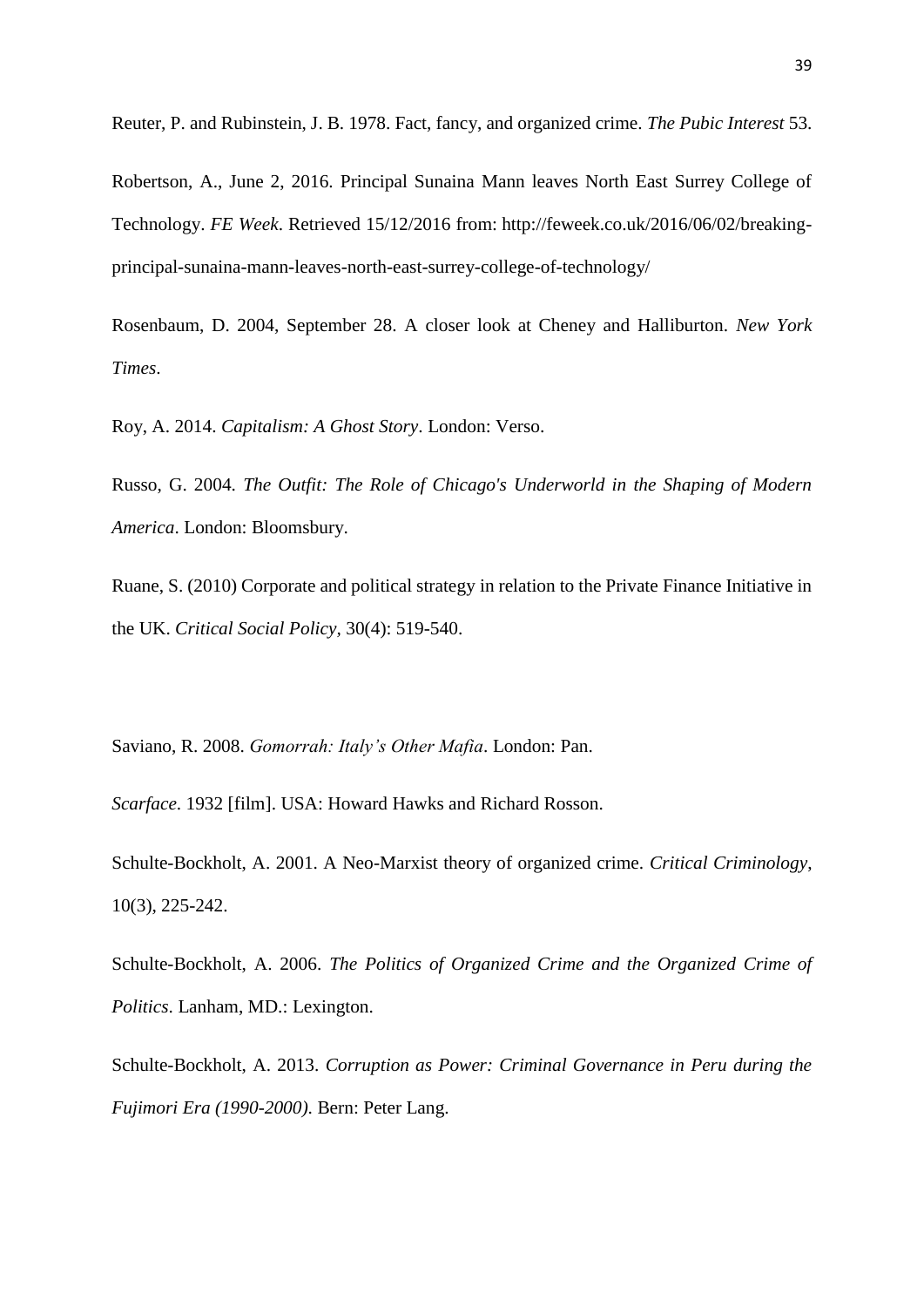Reuter, P. and Rubinstein, J. B. 1978. Fact, fancy, and organized crime. *The Pubic Interest* 53.

Robertson, A., June 2, 2016. Principal Sunaina Mann leaves North East Surrey College of Technology. *FE Week*. Retrieved 15/12/2016 from: http://feweek.co.uk/2016/06/02/breaking-principal-sunaina-mann-leaves-north-east-surrey-college-of-technology/

Rosenbaum, D. 2004, September 28. A closer look at Cheney and Halliburton. *New York Times*.

Roy, A. 2014. *Capitalism: A Ghost Story*. London: Verso.

Russo, G. 2004. *The Outfit: The Role of Chicago's Underworld in the Shaping of Modern America*. London: Bloomsbury.

Ruane, S. (2010) Corporate and political strategy in relation to the Private Finance Initiative in the UK. *Critical Social Policy*, 30(4): 519-540.

Saviano, R. 2008. *Gomorrah: Italy's Other Mafia*. London: Pan.

*Scarface*. 1932 [film]. USA: Howard Hawks and Richard Rosson.

Schulte-Bockholt, A. 2001. A Neo-Marxist theory of organized crime. *Critical Criminology*, 10(3), 225-242.

Schulte-Bockholt, A. 2006. *The Politics of Organized Crime and the Organized Crime of Politics*. Lanham, MD.: Lexington.

Schulte-Bockholt, A. 2013. *Corruption as Power: Criminal Governance in Peru during the Fujimori Era (1990-2000)*. Bern: Peter Lang.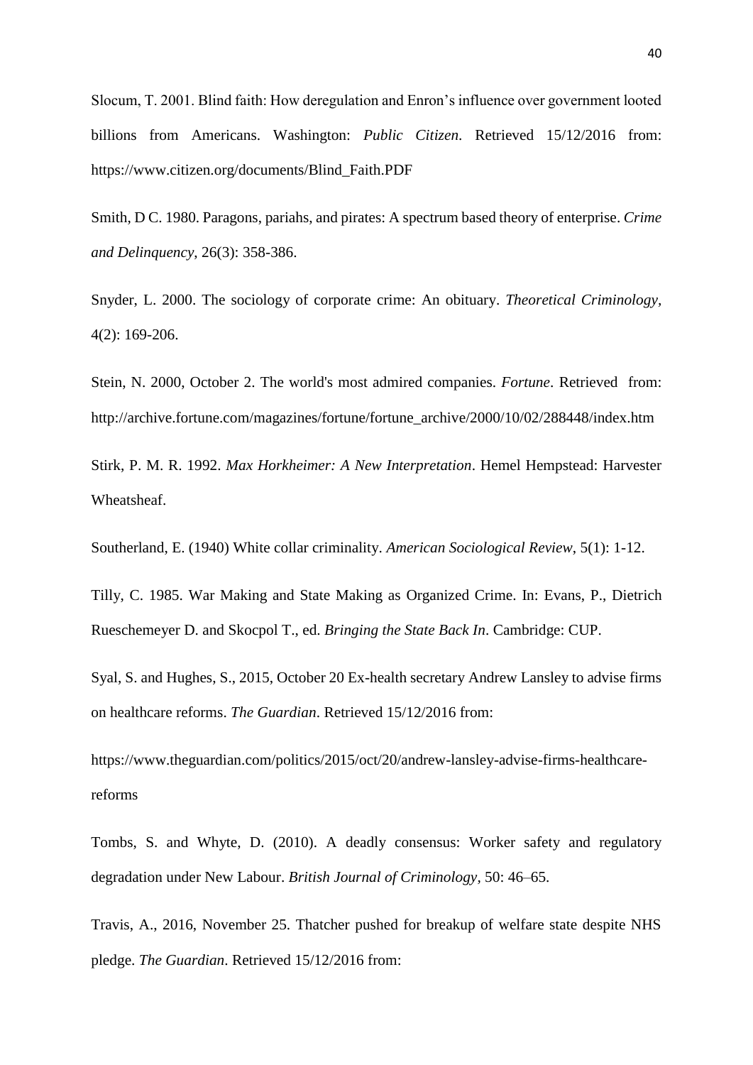Slocum, T. 2001. Blind faith: How deregulation and Enron's influence over government looted billions from Americans. Washington: *Public Citizen*. Retrieved 15/12/2016 from: https://www.citizen.org/documents/Blind_Faith.PDF

Smith, D C. 1980. Paragons, pariahs, and pirates: A spectrum based theory of enterprise. *Crime and Delinquency*, 26(3): 358-386.

Snyder, L. 2000. The sociology of corporate crime: An obituary. *Theoretical Criminology*, 4(2): 169-206.

Stein, N. 2000, October 2. The world's most admired companies. *Fortune*. Retrieved from: http://archive.fortune.com/magazines/fortune/fortune_archive/2000/10/02/288448/index.htm

Stirk, P. M. R. 1992. *Max Horkheimer: A New Interpretation*. Hemel Hempstead: Harvester Wheatsheaf.

Southerland, E. (1940) White collar criminality. *American Sociological Review*, 5(1): 1-12.

Tilly, C. 1985. War Making and State Making as Organized Crime. In: Evans, P., Dietrich Rueschemeyer D. and Skocpol T., ed. *Bringing the State Back In*. Cambridge: CUP.

Syal, S. and Hughes, S., 2015, October 20 Ex-health secretary Andrew Lansley to advise firms on healthcare reforms. *The Guardian*. Retrieved 15/12/2016 from:

https://www.theguardian.com/politics/2015/oct/20/andrew-lansley-advise-firms-healthcare-reforms

Tombs, S. and Whyte, D. (2010). A deadly consensus: Worker safety and regulatory degradation under New Labour. *British Journal of Criminology*, 50: 46–65.

Travis, A., 2016, November 25. Thatcher pushed for breakup of welfare state despite NHS pledge. *The Guardian*. Retrieved 15/12/2016 from: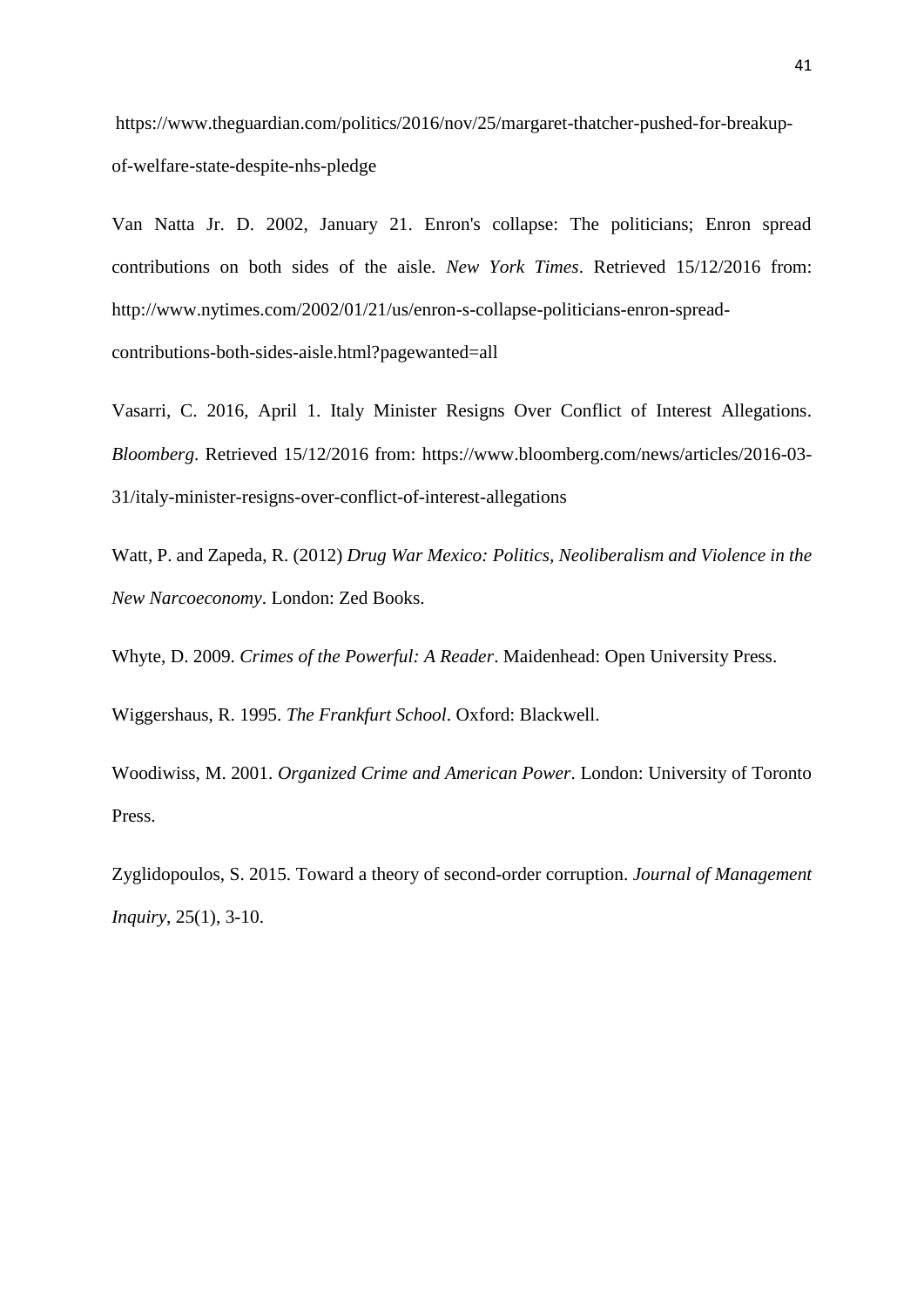https://www.theguardian.com/politics/2016/nov/25/margaret-thatcher-pushed-for-breakup-of-welfare-state-despite-nhs-pledge

Van Natta Jr. D. 2002, January 21. Enron's collapse: The politicians; Enron spread contributions on both sides of the aisle. *New York Times*. Retrieved 15/12/2016 from: http://www.nytimes.com/2002/01/21/us/enron-s-collapse-politicians-enron-spread-contributions-both-sides-aisle.html?pagewanted=all

Vasarri, C. 2016, April 1. Italy Minister Resigns Over Conflict of Interest Allegations. *Bloomberg*. Retrieved 15/12/2016 from: https://www.bloomberg.com/news/articles/2016-03-31/italy-minister-resigns-over-conflict-of-interest-allegations

Watt, P. and Zapeda, R. (2012) *Drug War Mexico: Politics, Neoliberalism and Violence in the New Narcoeconomy*. London: Zed Books.

Whyte, D. 2009. *Crimes of the Powerful: A Reader*. Maidenhead: Open University Press.

Wiggershaus, R. 1995. *The Frankfurt School*. Oxford: Blackwell.

Woodiwiss, M. 2001. *Organized Crime and American Power*. London: University of Toronto Press.

Zyglidopoulos, S. 2015. Toward a theory of second-order corruption. *Journal of Management Inquiry*, 25(1), 3-10.